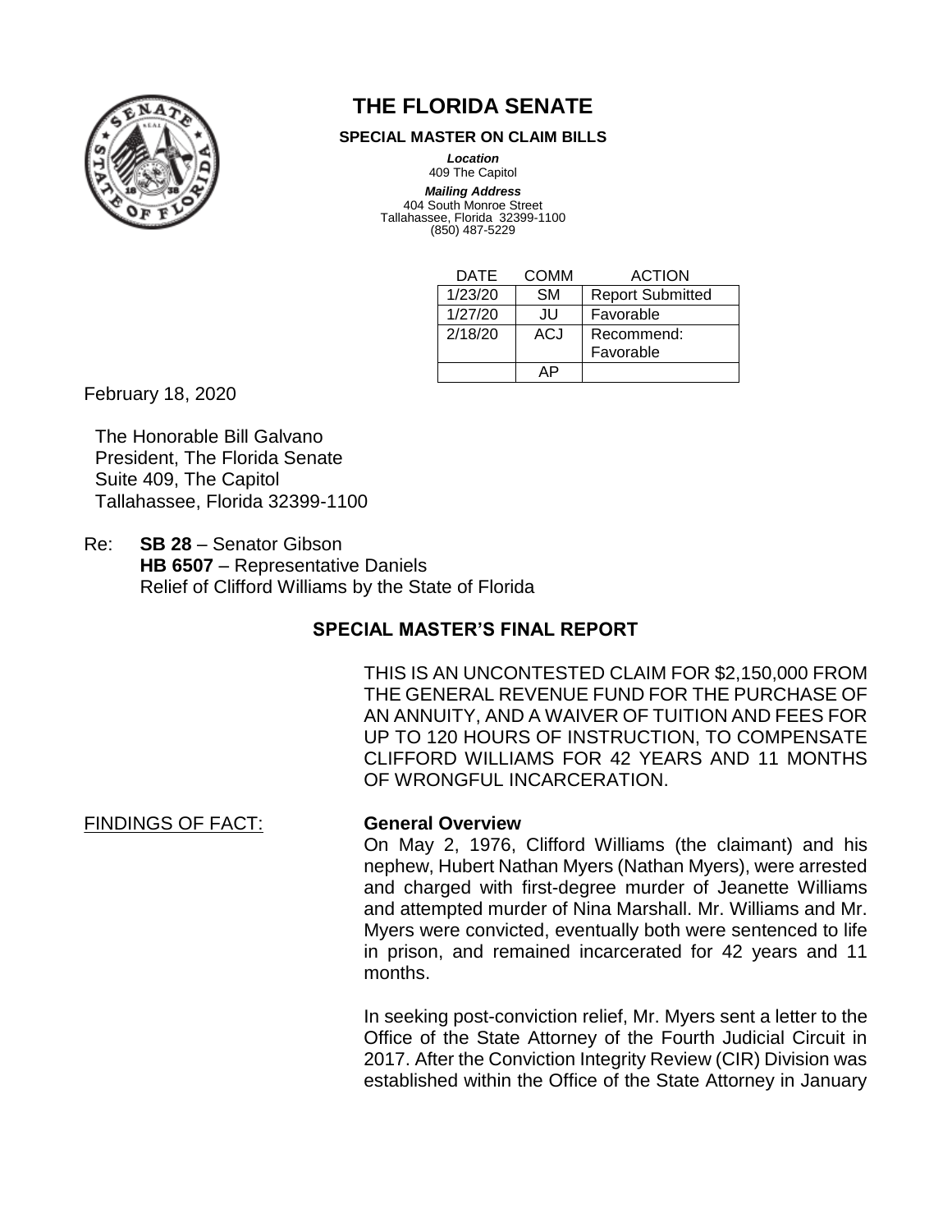# THE FLORIDA SENATE

**SPECIAL MASTER ON CLAIM BILLS**

***Location***
409 The Capitol

***Mailing Address***
404 South Monroe Street
Tallahassee, Florida 32399-1100
(850) 487-5229

| DATE | COMM | ACTION |
|---|---|---|
| 1/23/20 | SM | Report Submitted |
| 1/27/20 | JU | Favorable |
| 2/18/20 | ACJ | Recommend: Favorable |
| | AP | |

February 18, 2020

The Honorable Bill Galvano
President, The Florida Senate
Suite 409, The Capitol
Tallahassee, Florida 32399-1100

Re: **SB 28** – Senator Gibson
**HB 6507** – Representative Daniels
Relief of Clifford Williams by the State of Florida

## SPECIAL MASTER'S FINAL REPORT

THIS IS AN UNCONTESTED CLAIM FOR $2,150,000 FROM THE GENERAL REVENUE FUND FOR THE PURCHASE OF AN ANNUITY, AND A WAIVER OF TUITION AND FEES FOR UP TO 120 HOURS OF INSTRUCTION, TO COMPENSATE CLIFFORD WILLIAMS FOR 42 YEARS AND 11 MONTHS OF WRONGFUL INCARCERATION.

FINDINGS OF FACT:

**General Overview**

On May 2, 1976, Clifford Williams (the claimant) and his nephew, Hubert Nathan Myers (Nathan Myers), were arrested and charged with first-degree murder of Jeanette Williams and attempted murder of Nina Marshall. Mr. Williams and Mr. Myers were convicted, eventually both were sentenced to life in prison, and remained incarcerated for 42 years and 11 months.

In seeking post-conviction relief, Mr. Myers sent a letter to the Office of the State Attorney of the Fourth Judicial Circuit in 2017. After the Conviction Integrity Review (CIR) Division was established within the Office of the State Attorney in January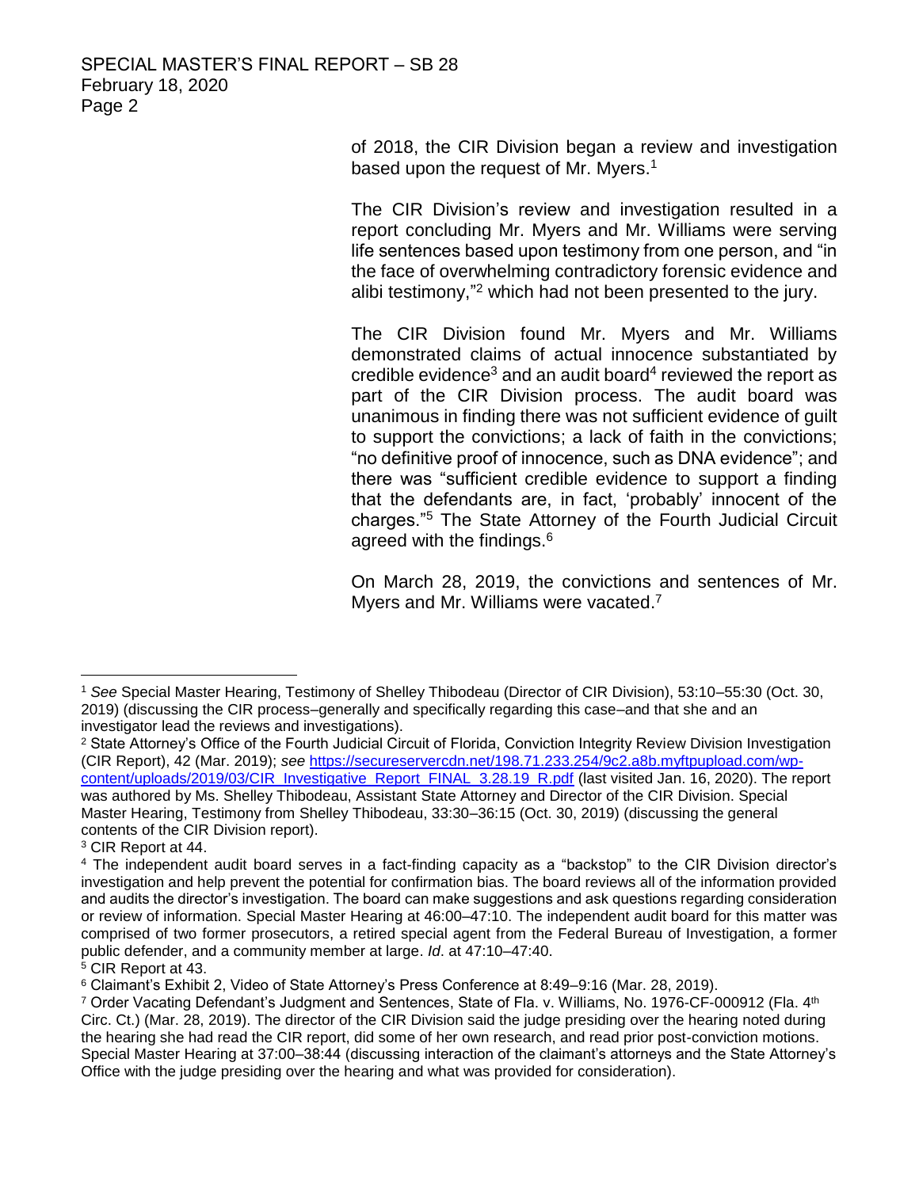of 2018, the CIR Division began a review and investigation based upon the request of Mr. Myers.[1]

The CIR Division's review and investigation resulted in a report concluding Mr. Myers and Mr. Williams were serving life sentences based upon testimony from one person, and "in the face of overwhelming contradictory forensic evidence and alibi testimony,"[2] which had not been presented to the jury.

The CIR Division found Mr. Myers and Mr. Williams demonstrated claims of actual innocence substantiated by credible evidence[3] and an audit board[4] reviewed the report as part of the CIR Division process. The audit board was unanimous in finding there was not sufficient evidence of guilt to support the convictions; a lack of faith in the convictions; "no definitive proof of innocence, such as DNA evidence"; and there was "sufficient credible evidence to support a finding that the defendants are, in fact, 'probably' innocent of the charges."[5] The State Attorney of the Fourth Judicial Circuit agreed with the findings.[6]

On March 28, 2019, the convictions and sentences of Mr. Myers and Mr. Williams were vacated.[7]

---

[1] *See* Special Master Hearing, Testimony of Shelley Thibodeau (Director of CIR Division), 53:10–55:30 (Oct. 30, 2019) (discussing the CIR process–generally and specifically regarding this case–and that she and an investigator lead the reviews and investigations).

[2] State Attorney's Office of the Fourth Judicial Circuit of Florida, Conviction Integrity Review Division Investigation (CIR Report), 42 (Mar. 2019); *see* https://secureservercdn.net/198.71.233.254/9c2.a8b.myftpupload.com/wp-content/uploads/2019/03/CIR_Investigative_Report_FINAL_3.28.19_R.pdf (last visited Jan. 16, 2020). The report was authored by Ms. Shelley Thibodeau, Assistant State Attorney and Director of the CIR Division. Special Master Hearing, Testimony from Shelley Thibodeau, 33:30–36:15 (Oct. 30, 2019) (discussing the general contents of the CIR Division report).

[3] CIR Report at 44.

[4] The independent audit board serves in a fact-finding capacity as a "backstop" to the CIR Division director's investigation and help prevent the potential for confirmation bias. The board reviews all of the information provided and audits the director's investigation. The board can make suggestions and ask questions regarding consideration or review of information. Special Master Hearing at 46:00–47:10. The independent audit board for this matter was comprised of two former prosecutors, a retired special agent from the Federal Bureau of Investigation, a former public defender, and a community member at large. *Id*. at 47:10–47:40.

[5] CIR Report at 43.

[6] Claimant's Exhibit 2, Video of State Attorney's Press Conference at 8:49–9:16 (Mar. 28, 2019).

[7] Order Vacating Defendant's Judgment and Sentences, State of Fla. v. Williams, No. 1976-CF-000912 (Fla. 4th Circ. Ct.) (Mar. 28, 2019). The director of the CIR Division said the judge presiding over the hearing noted during the hearing she had read the CIR report, did some of her own research, and read prior post-conviction motions. Special Master Hearing at 37:00–38:44 (discussing interaction of the claimant's attorneys and the State Attorney's Office with the judge presiding over the hearing and what was provided for consideration).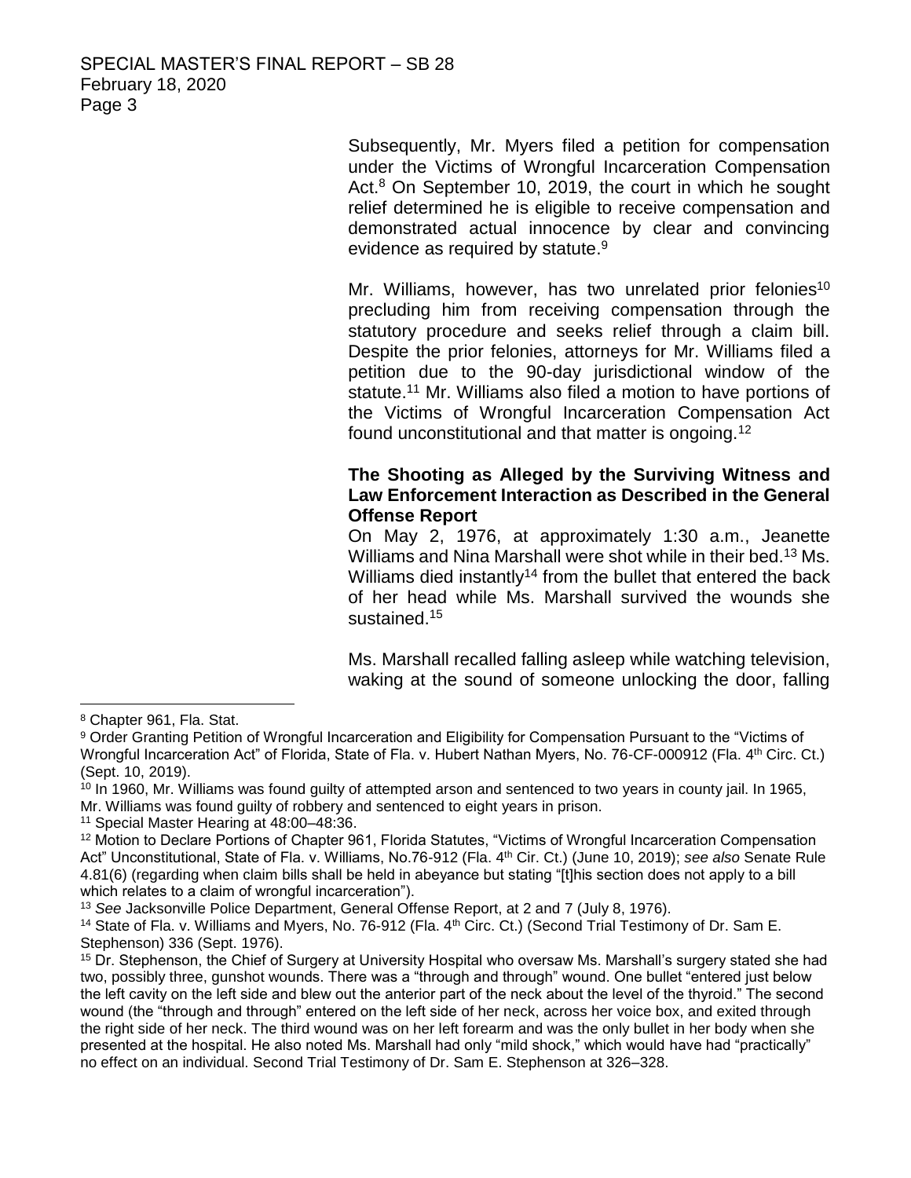Subsequently, Mr. Myers filed a petition for compensation under the Victims of Wrongful Incarceration Compensation Act.[8] On September 10, 2019, the court in which he sought relief determined he is eligible to receive compensation and demonstrated actual innocence by clear and convincing evidence as required by statute.[9]

Mr. Williams, however, has two unrelated prior felonies[10] precluding him from receiving compensation through the statutory procedure and seeks relief through a claim bill. Despite the prior felonies, attorneys for Mr. Williams filed a petition due to the 90-day jurisdictional window of the statute.[11] Mr. Williams also filed a motion to have portions of the Victims of Wrongful Incarceration Compensation Act found unconstitutional and that matter is ongoing.[12]

**The Shooting as Alleged by the Surviving Witness and Law Enforcement Interaction as Described in the General Offense Report**

On May 2, 1976, at approximately 1:30 a.m., Jeanette Williams and Nina Marshall were shot while in their bed.[13] Ms. Williams died instantly[14] from the bullet that entered the back of her head while Ms. Marshall survived the wounds she sustained.[15]

Ms. Marshall recalled falling asleep while watching television, waking at the sound of someone unlocking the door, falling

---

[8] Chapter 961, Fla. Stat.

[9] Order Granting Petition of Wrongful Incarceration and Eligibility for Compensation Pursuant to the "Victims of Wrongful Incarceration Act" of Florida, State of Fla. v. Hubert Nathan Myers, No. 76-CF-000912 (Fla. 4th Circ. Ct.) (Sept. 10, 2019).

[10] In 1960, Mr. Williams was found guilty of attempted arson and sentenced to two years in county jail. In 1965, Mr. Williams was found guilty of robbery and sentenced to eight years in prison.

[11] Special Master Hearing at 48:00–48:36.

[12] Motion to Declare Portions of Chapter 961, Florida Statutes, "Victims of Wrongful Incarceration Compensation Act" Unconstitutional, State of Fla. v. Williams, No.76-912 (Fla. 4th Cir. Ct.) (June 10, 2019); *see also* Senate Rule 4.81(6) (regarding when claim bills shall be held in abeyance but stating "[t]his section does not apply to a bill which relates to a claim of wrongful incarceration").

[13] *See* Jacksonville Police Department, General Offense Report, at 2 and 7 (July 8, 1976).

[14] State of Fla. v. Williams and Myers, No. 76-912 (Fla. 4th Circ. Ct.) (Second Trial Testimony of Dr. Sam E. Stephenson) 336 (Sept. 1976).

[15] Dr. Stephenson, the Chief of Surgery at University Hospital who oversaw Ms. Marshall's surgery stated she had two, possibly three, gunshot wounds. There was a "through and through" wound. One bullet "entered just below the left cavity on the left side and blew out the anterior part of the neck about the level of the thyroid." The second wound (the "through and through" entered on the left side of her neck, across her voice box, and exited through the right side of her neck. The third wound was on her left forearm and was the only bullet in her body when she presented at the hospital. He also noted Ms. Marshall had only "mild shock," which would have had "practically" no effect on an individual. Second Trial Testimony of Dr. Sam E. Stephenson at 326–328.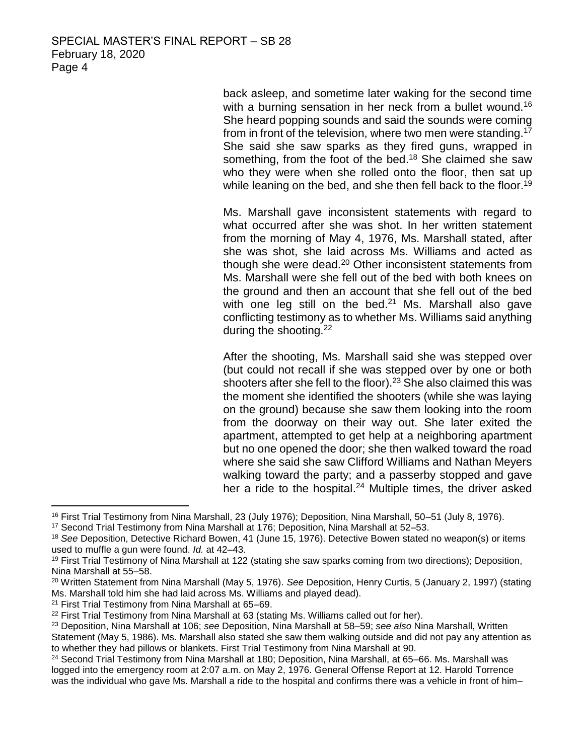back asleep, and sometime later waking for the second time with a burning sensation in her neck from a bullet wound.[16] She heard popping sounds and said the sounds were coming from in front of the television, where two men were standing.[17] She said she saw sparks as they fired guns, wrapped in something, from the foot of the bed.[18] She claimed she saw who they were when she rolled onto the floor, then sat up while leaning on the bed, and she then fell back to the floor.[19]

Ms. Marshall gave inconsistent statements with regard to what occurred after she was shot. In her written statement from the morning of May 4, 1976, Ms. Marshall stated, after she was shot, she laid across Ms. Williams and acted as though she were dead.[20] Other inconsistent statements from Ms. Marshall were she fell out of the bed with both knees on the ground and then an account that she fell out of the bed with one leg still on the bed.[21] Ms. Marshall also gave conflicting testimony as to whether Ms. Williams said anything during the shooting.[22]

After the shooting, Ms. Marshall said she was stepped over (but could not recall if she was stepped over by one or both shooters after she fell to the floor).[23] She also claimed this was the moment she identified the shooters (while she was laying on the ground) because she saw them looking into the room from the doorway on their way out. She later exited the apartment, attempted to get help at a neighboring apartment but no one opened the door; she then walked toward the road where she said she saw Clifford Williams and Nathan Meyers walking toward the party; and a passerby stopped and gave her a ride to the hospital.[24] Multiple times, the driver asked

---

[16] First Trial Testimony from Nina Marshall, 23 (July 1976); Deposition, Nina Marshall, 50–51 (July 8, 1976).

[17] Second Trial Testimony from Nina Marshall at 176; Deposition, Nina Marshall at 52–53.

[18] *See* Deposition, Detective Richard Bowen, 41 (June 15, 1976). Detective Bowen stated no weapon(s) or items used to muffle a gun were found. *Id.* at 42–43.

[19] First Trial Testimony of Nina Marshall at 122 (stating she saw sparks coming from two directions); Deposition, Nina Marshall at 55–58.

[20] Written Statement from Nina Marshall (May 5, 1976). *See* Deposition, Henry Curtis, 5 (January 2, 1997) (stating Ms. Marshall told him she had laid across Ms. Williams and played dead).

[21] First Trial Testimony from Nina Marshall at 65–69.

[22] First Trial Testimony from Nina Marshall at 63 (stating Ms. Williams called out for her).

[23] Deposition, Nina Marshall at 106; *see* Deposition, Nina Marshall at 58–59; *see also* Nina Marshall, Written Statement (May 5, 1986). Ms. Marshall also stated she saw them walking outside and did not pay any attention as to whether they had pillows or blankets. First Trial Testimony from Nina Marshall at 90.

[24] Second Trial Testimony from Nina Marshall at 180; Deposition, Nina Marshall, at 65–66. Ms. Marshall was logged into the emergency room at 2:07 a.m. on May 2, 1976. General Offense Report at 12. Harold Torrence was the individual who gave Ms. Marshall a ride to the hospital and confirms there was a vehicle in front of him–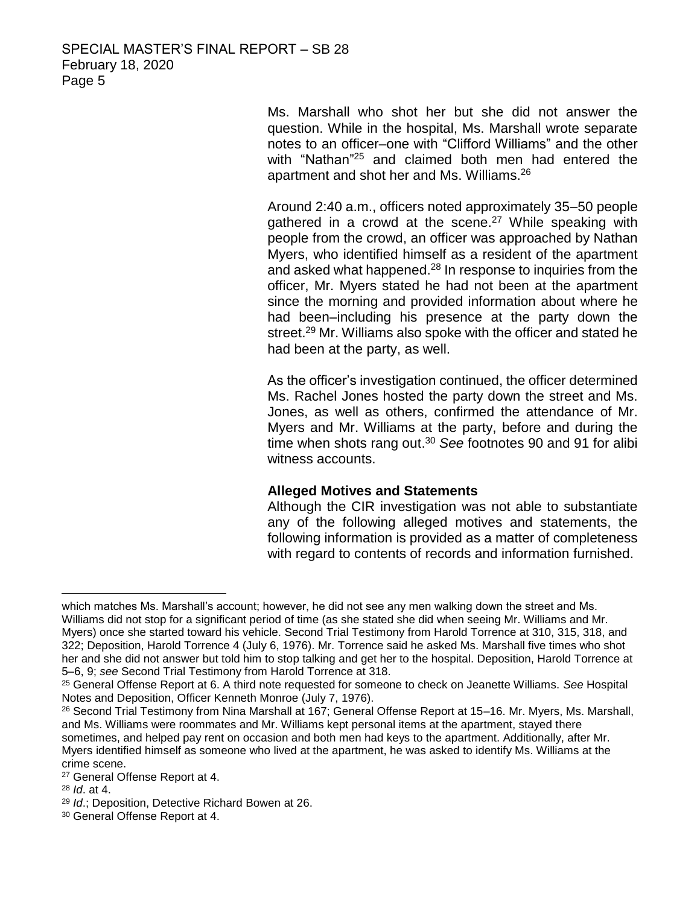Ms. Marshall who shot her but she did not answer the question. While in the hospital, Ms. Marshall wrote separate notes to an officer–one with "Clifford Williams" and the other with "Nathan"[25] and claimed both men had entered the apartment and shot her and Ms. Williams.[26]

Around 2:40 a.m., officers noted approximately 35–50 people gathered in a crowd at the scene.[27] While speaking with people from the crowd, an officer was approached by Nathan Myers, who identified himself as a resident of the apartment and asked what happened.[28] In response to inquiries from the officer, Mr. Myers stated he had not been at the apartment since the morning and provided information about where he had been–including his presence at the party down the street.[29] Mr. Williams also spoke with the officer and stated he had been at the party, as well.

As the officer's investigation continued, the officer determined Ms. Rachel Jones hosted the party down the street and Ms. Jones, as well as others, confirmed the attendance of Mr. Myers and Mr. Williams at the party, before and during the time when shots rang out.[30] *See* footnotes 90 and 91 for alibi witness accounts.

**Alleged Motives and Statements**

Although the CIR investigation was not able to substantiate any of the following alleged motives and statements, the following information is provided as a matter of completeness with regard to contents of records and information furnished.

---

which matches Ms. Marshall's account; however, he did not see any men walking down the street and Ms. Williams did not stop for a significant period of time (as she stated she did when seeing Mr. Williams and Mr. Myers) once she started toward his vehicle. Second Trial Testimony from Harold Torrence at 310, 315, 318, and 322; Deposition, Harold Torrence 4 (July 6, 1976). Mr. Torrence said he asked Ms. Marshall five times who shot her and she did not answer but told him to stop talking and get her to the hospital. Deposition, Harold Torrence at 5–6, 9; *see* Second Trial Testimony from Harold Torrence at 318.

[25] General Offense Report at 6. A third note requested for someone to check on Jeanette Williams. *See* Hospital Notes and Deposition, Officer Kenneth Monroe (July 7, 1976).

[26] Second Trial Testimony from Nina Marshall at 167; General Offense Report at 15–16. Mr. Myers, Ms. Marshall, and Ms. Williams were roommates and Mr. Williams kept personal items at the apartment, stayed there sometimes, and helped pay rent on occasion and both men had keys to the apartment. Additionally, after Mr. Myers identified himself as someone who lived at the apartment, he was asked to identify Ms. Williams at the crime scene.

[27] General Offense Report at 4.

[28] *Id*. at 4.

[29] *Id*.; Deposition, Detective Richard Bowen at 26.

[30] General Offense Report at 4.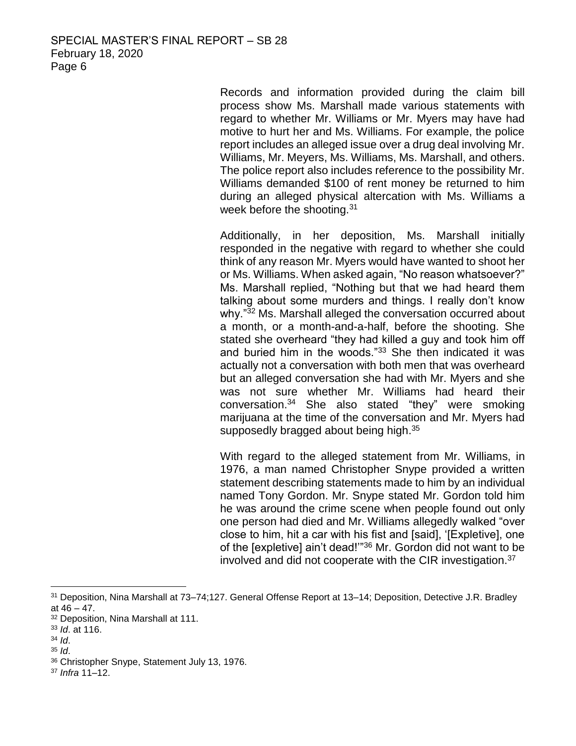Records and information provided during the claim bill process show Ms. Marshall made various statements with regard to whether Mr. Williams or Mr. Myers may have had motive to hurt her and Ms. Williams. For example, the police report includes an alleged issue over a drug deal involving Mr. Williams, Mr. Meyers, Ms. Williams, Ms. Marshall, and others. The police report also includes reference to the possibility Mr. Williams demanded $100 of rent money be returned to him during an alleged physical altercation with Ms. Williams a week before the shooting.[31]

Additionally, in her deposition, Ms. Marshall initially responded in the negative with regard to whether she could think of any reason Mr. Myers would have wanted to shoot her or Ms. Williams. When asked again, "No reason whatsoever?" Ms. Marshall replied, "Nothing but that we had heard them talking about some murders and things. I really don't know why."[32] Ms. Marshall alleged the conversation occurred about a month, or a month-and-a-half, before the shooting. She stated she overheard "they had killed a guy and took him off and buried him in the woods."[33] She then indicated it was actually not a conversation with both men that was overheard but an alleged conversation she had with Mr. Myers and she was not sure whether Mr. Williams had heard their conversation.[34] She also stated "they" were smoking marijuana at the time of the conversation and Mr. Myers had supposedly bragged about being high.[35]

With regard to the alleged statement from Mr. Williams, in 1976, a man named Christopher Snype provided a written statement describing statements made to him by an individual named Tony Gordon. Mr. Snype stated Mr. Gordon told him he was around the crime scene when people found out only one person had died and Mr. Williams allegedly walked "over close to him, hit a car with his fist and [said], '[Expletive], one of the [expletive] ain't dead!'"[36] Mr. Gordon did not want to be involved and did not cooperate with the CIR investigation.[37]

---

[31] Deposition, Nina Marshall at 73–74;127. General Offense Report at 13–14; Deposition, Detective J.R. Bradley at 46 – 47.

[32] Deposition, Nina Marshall at 111.

[33] *Id*. at 116.

[34] *Id*.

[35] *Id*.

[36] Christopher Snype, Statement July 13, 1976.

[37] *Infra* 11–12.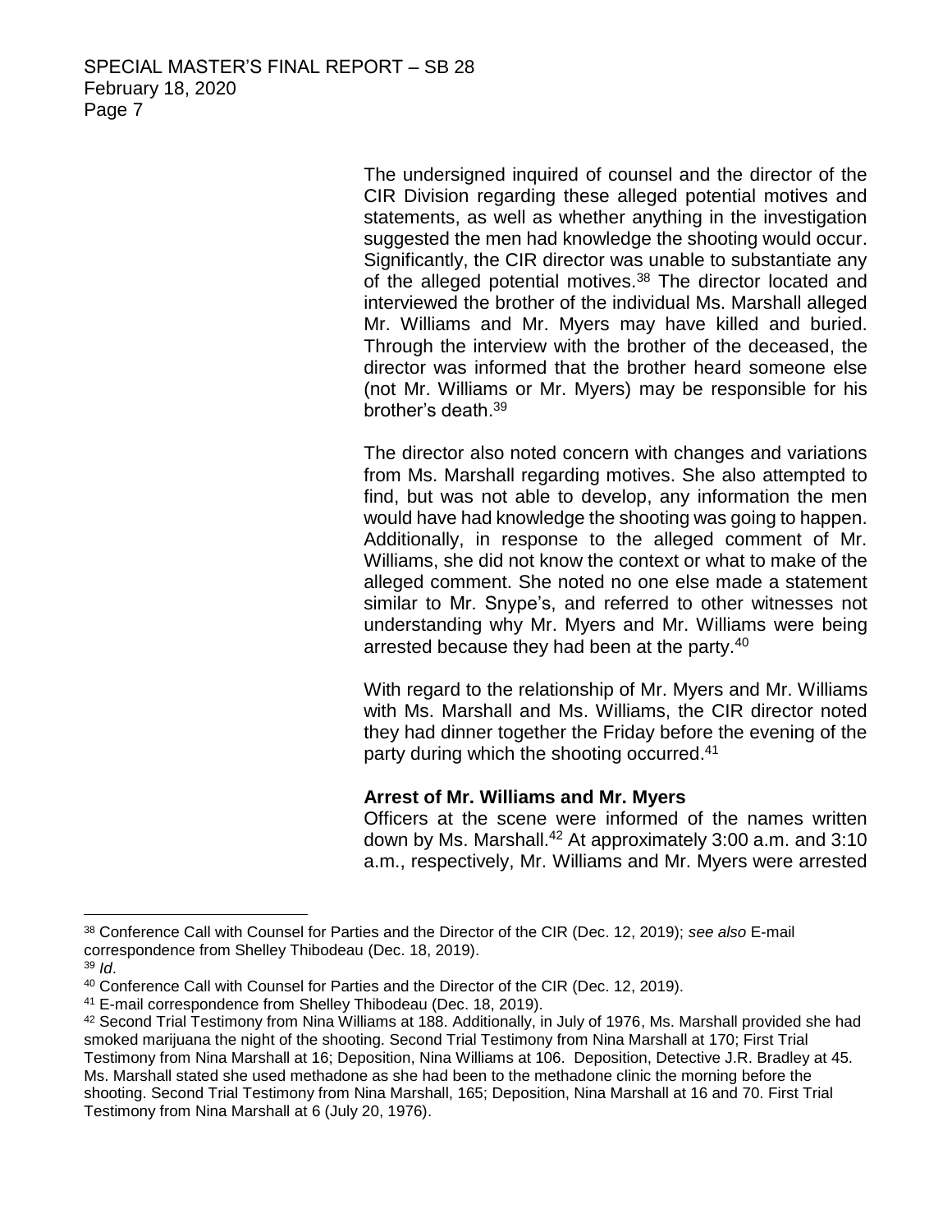The undersigned inquired of counsel and the director of the CIR Division regarding these alleged potential motives and statements, as well as whether anything in the investigation suggested the men had knowledge the shooting would occur. Significantly, the CIR director was unable to substantiate any of the alleged potential motives.[38] The director located and interviewed the brother of the individual Ms. Marshall alleged Mr. Williams and Mr. Myers may have killed and buried. Through the interview with the brother of the deceased, the director was informed that the brother heard someone else (not Mr. Williams or Mr. Myers) may be responsible for his brother's death.[39]

The director also noted concern with changes and variations from Ms. Marshall regarding motives. She also attempted to find, but was not able to develop, any information the men would have had knowledge the shooting was going to happen. Additionally, in response to the alleged comment of Mr. Williams, she did not know the context or what to make of the alleged comment. She noted no one else made a statement similar to Mr. Snype's, and referred to other witnesses not understanding why Mr. Myers and Mr. Williams were being arrested because they had been at the party.[40]

With regard to the relationship of Mr. Myers and Mr. Williams with Ms. Marshall and Ms. Williams, the CIR director noted they had dinner together the Friday before the evening of the party during which the shooting occurred.[41]

**Arrest of Mr. Williams and Mr. Myers**

Officers at the scene were informed of the names written down by Ms. Marshall.[42] At approximately 3:00 a.m. and 3:10 a.m., respectively, Mr. Williams and Mr. Myers were arrested

---

[38] Conference Call with Counsel for Parties and the Director of the CIR (Dec. 12, 2019); *see also* E-mail correspondence from Shelley Thibodeau (Dec. 18, 2019).

[39] *Id*.

[40] Conference Call with Counsel for Parties and the Director of the CIR (Dec. 12, 2019).

[41] E-mail correspondence from Shelley Thibodeau (Dec. 18, 2019).

[42] Second Trial Testimony from Nina Williams at 188. Additionally, in July of 1976, Ms. Marshall provided she had smoked marijuana the night of the shooting. Second Trial Testimony from Nina Marshall at 170; First Trial Testimony from Nina Marshall at 16; Deposition, Nina Williams at 106. Deposition, Detective J.R. Bradley at 45. Ms. Marshall stated she used methadone as she had been to the methadone clinic the morning before the shooting. Second Trial Testimony from Nina Marshall, 165; Deposition, Nina Marshall at 16 and 70. First Trial Testimony from Nina Marshall at 6 (July 20, 1976).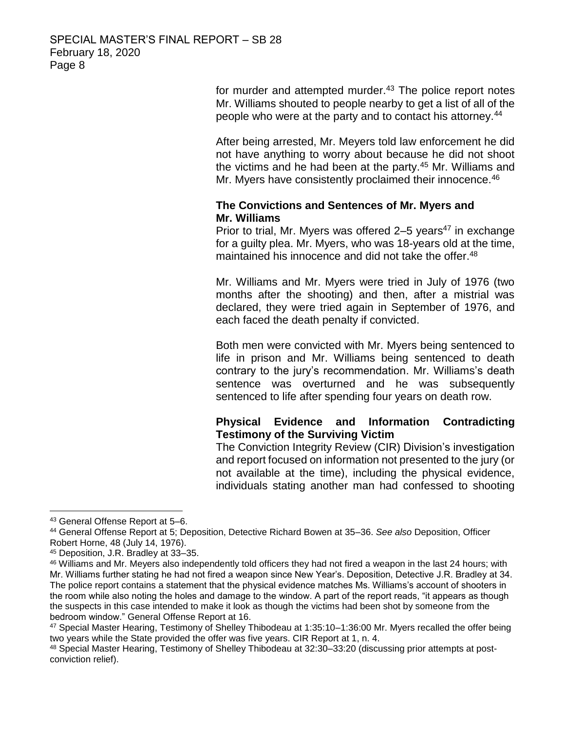for murder and attempted murder.[43] The police report notes Mr. Williams shouted to people nearby to get a list of all of the people who were at the party and to contact his attorney.[44]

After being arrested, Mr. Meyers told law enforcement he did not have anything to worry about because he did not shoot the victims and he had been at the party.[45] Mr. Williams and Mr. Myers have consistently proclaimed their innocence.[46]

**The Convictions and Sentences of Mr. Myers and Mr. Williams**

Prior to trial, Mr. Myers was offered 2–5 years[47] in exchange for a guilty plea. Mr. Myers, who was 18-years old at the time, maintained his innocence and did not take the offer.[48]

Mr. Williams and Mr. Myers were tried in July of 1976 (two months after the shooting) and then, after a mistrial was declared, they were tried again in September of 1976, and each faced the death penalty if convicted.

Both men were convicted with Mr. Myers being sentenced to life in prison and Mr. Williams being sentenced to death contrary to the jury's recommendation. Mr. Williams's death sentence was overturned and he was subsequently sentenced to life after spending four years on death row.

**Physical Evidence and Information Contradicting Testimony of the Surviving Victim**

The Conviction Integrity Review (CIR) Division's investigation and report focused on information not presented to the jury (or not available at the time), including the physical evidence, individuals stating another man had confessed to shooting

---

[43] General Offense Report at 5–6.

[44] General Offense Report at 5; Deposition, Detective Richard Bowen at 35–36. *See also* Deposition, Officer Robert Horne, 48 (July 14, 1976).

[45] Deposition, J.R. Bradley at 33–35.

[46] Williams and Mr. Meyers also independently told officers they had not fired a weapon in the last 24 hours; with Mr. Williams further stating he had not fired a weapon since New Year's. Deposition, Detective J.R. Bradley at 34. The police report contains a statement that the physical evidence matches Ms. Williams's account of shooters in the room while also noting the holes and damage to the window. A part of the report reads, "it appears as though the suspects in this case intended to make it look as though the victims had been shot by someone from the bedroom window." General Offense Report at 16.

[47] Special Master Hearing, Testimony of Shelley Thibodeau at 1:35:10–1:36:00 Mr. Myers recalled the offer being two years while the State provided the offer was five years. CIR Report at 1, n. 4.

[48] Special Master Hearing, Testimony of Shelley Thibodeau at 32:30–33:20 (discussing prior attempts at post-conviction relief).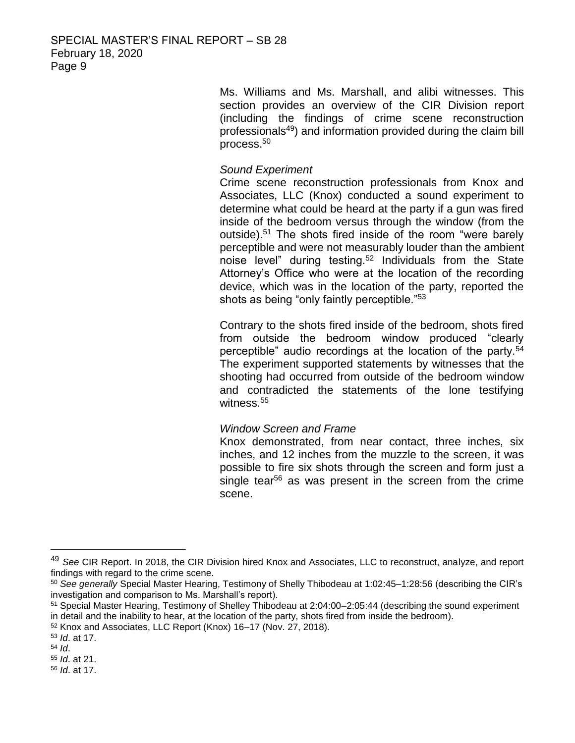Ms. Williams and Ms. Marshall, and alibi witnesses. This section provides an overview of the CIR Division report (including the findings of crime scene reconstruction professionals[49]) and information provided during the claim bill process.[50]

*Sound Experiment*

Crime scene reconstruction professionals from Knox and Associates, LLC (Knox) conducted a sound experiment to determine what could be heard at the party if a gun was fired inside of the bedroom versus through the window (from the outside).[51] The shots fired inside of the room "were barely perceptible and were not measurably louder than the ambient noise level" during testing.[52] Individuals from the State Attorney's Office who were at the location of the recording device, which was in the location of the party, reported the shots as being "only faintly perceptible."[53]

Contrary to the shots fired inside of the bedroom, shots fired from outside the bedroom window produced "clearly perceptible" audio recordings at the location of the party.[54] The experiment supported statements by witnesses that the shooting had occurred from outside of the bedroom window and contradicted the statements of the lone testifying witness.[55]

*Window Screen and Frame*

Knox demonstrated, from near contact, three inches, six inches, and 12 inches from the muzzle to the screen, it was possible to fire six shots through the screen and form just a single tear[56] as was present in the screen from the crime scene.

---

[49] *See* CIR Report. In 2018, the CIR Division hired Knox and Associates, LLC to reconstruct, analyze, and report findings with regard to the crime scene.

[50] *See generally* Special Master Hearing, Testimony of Shelly Thibodeau at 1:02:45–1:28:56 (describing the CIR's investigation and comparison to Ms. Marshall's report).

[51] Special Master Hearing, Testimony of Shelley Thibodeau at 2:04:00–2:05:44 (describing the sound experiment in detail and the inability to hear, at the location of the party, shots fired from inside the bedroom).

[52] Knox and Associates, LLC Report (Knox) 16–17 (Nov. 27, 2018).

[53] *Id*. at 17.

[54] *Id*.

[55] *Id*. at 21.

[56] *Id*. at 17.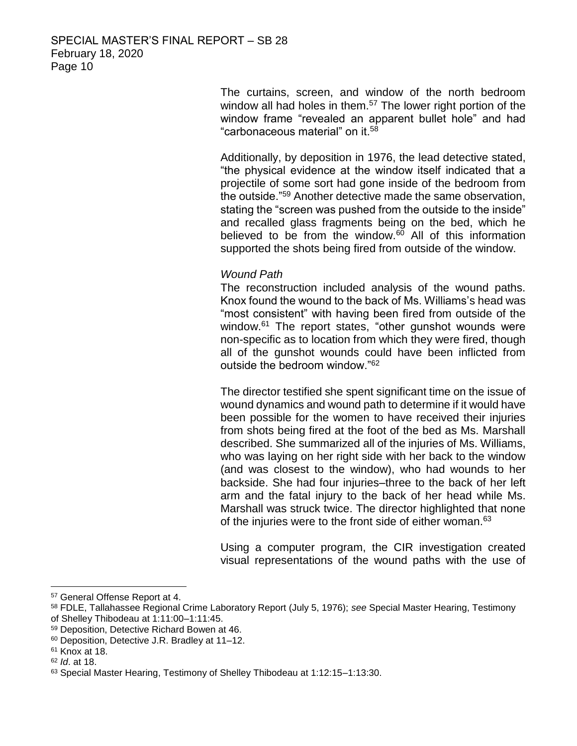The curtains, screen, and window of the north bedroom window all had holes in them.[57] The lower right portion of the window frame "revealed an apparent bullet hole" and had "carbonaceous material" on it.[58]

Additionally, by deposition in 1976, the lead detective stated, "the physical evidence at the window itself indicated that a projectile of some sort had gone inside of the bedroom from the outside."[59] Another detective made the same observation, stating the "screen was pushed from the outside to the inside" and recalled glass fragments being on the bed, which he believed to be from the window.[60] All of this information supported the shots being fired from outside of the window.

*Wound Path*

The reconstruction included analysis of the wound paths. Knox found the wound to the back of Ms. Williams's head was "most consistent" with having been fired from outside of the window.[61] The report states, "other gunshot wounds were non-specific as to location from which they were fired, though all of the gunshot wounds could have been inflicted from outside the bedroom window."[62]

The director testified she spent significant time on the issue of wound dynamics and wound path to determine if it would have been possible for the women to have received their injuries from shots being fired at the foot of the bed as Ms. Marshall described. She summarized all of the injuries of Ms. Williams, who was laying on her right side with her back to the window (and was closest to the window), who had wounds to her backside. She had four injuries–three to the back of her left arm and the fatal injury to the back of her head while Ms. Marshall was struck twice. The director highlighted that none of the injuries were to the front side of either woman.[63]

Using a computer program, the CIR investigation created visual representations of the wound paths with the use of

---

[57] General Offense Report at 4.

[58] FDLE, Tallahassee Regional Crime Laboratory Report (July 5, 1976); *see* Special Master Hearing, Testimony of Shelley Thibodeau at 1:11:00–1:11:45.

[59] Deposition, Detective Richard Bowen at 46.

[60] Deposition, Detective J.R. Bradley at 11–12.

[61] Knox at 18.

[62] *Id*. at 18.

[63] Special Master Hearing, Testimony of Shelley Thibodeau at 1:12:15–1:13:30.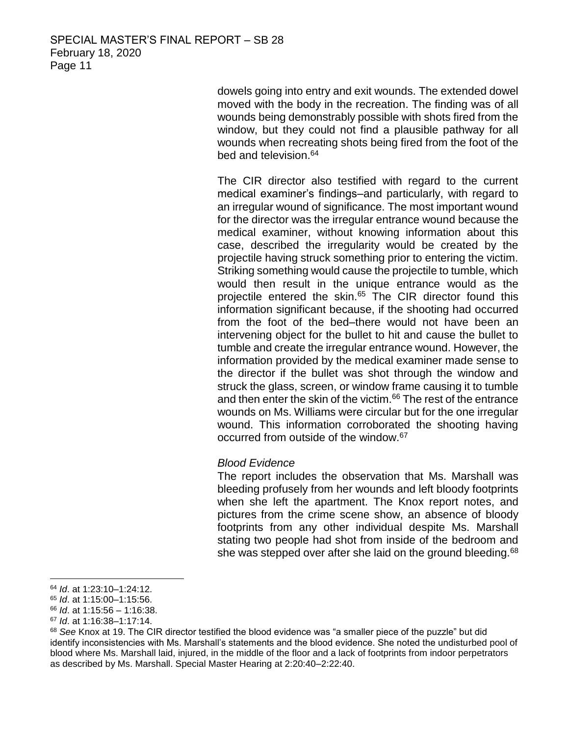dowels going into entry and exit wounds. The extended dowel moved with the body in the recreation. The finding was of all wounds being demonstrably possible with shots fired from the window, but they could not find a plausible pathway for all wounds when recreating shots being fired from the foot of the bed and television.[64]

The CIR director also testified with regard to the current medical examiner's findings–and particularly, with regard to an irregular wound of significance. The most important wound for the director was the irregular entrance wound because the medical examiner, without knowing information about this case, described the irregularity would be created by the projectile having struck something prior to entering the victim. Striking something would cause the projectile to tumble, which would then result in the unique entrance would as the projectile entered the skin.[65] The CIR director found this information significant because, if the shooting had occurred from the foot of the bed–there would not have been an intervening object for the bullet to hit and cause the bullet to tumble and create the irregular entrance wound. However, the information provided by the medical examiner made sense to the director if the bullet was shot through the window and struck the glass, screen, or window frame causing it to tumble and then enter the skin of the victim.[66] The rest of the entrance wounds on Ms. Williams were circular but for the one irregular wound. This information corroborated the shooting having occurred from outside of the window.[67]

*Blood Evidence*

The report includes the observation that Ms. Marshall was bleeding profusely from her wounds and left bloody footprints when she left the apartment. The Knox report notes, and pictures from the crime scene show, an absence of bloody footprints from any other individual despite Ms. Marshall stating two people had shot from inside of the bedroom and she was stepped over after she laid on the ground bleeding.[68]

---

[64] *Id*. at 1:23:10–1:24:12.

[65] *Id*. at 1:15:00–1:15:56.

[66] *Id*. at 1:15:56 – 1:16:38.

[67] *Id*. at 1:16:38–1:17:14.

[68] *See* Knox at 19. The CIR director testified the blood evidence was "a smaller piece of the puzzle" but did identify inconsistencies with Ms. Marshall's statements and the blood evidence. She noted the undisturbed pool of blood where Ms. Marshall laid, injured, in the middle of the floor and a lack of footprints from indoor perpetrators as described by Ms. Marshall. Special Master Hearing at 2:20:40–2:22:40.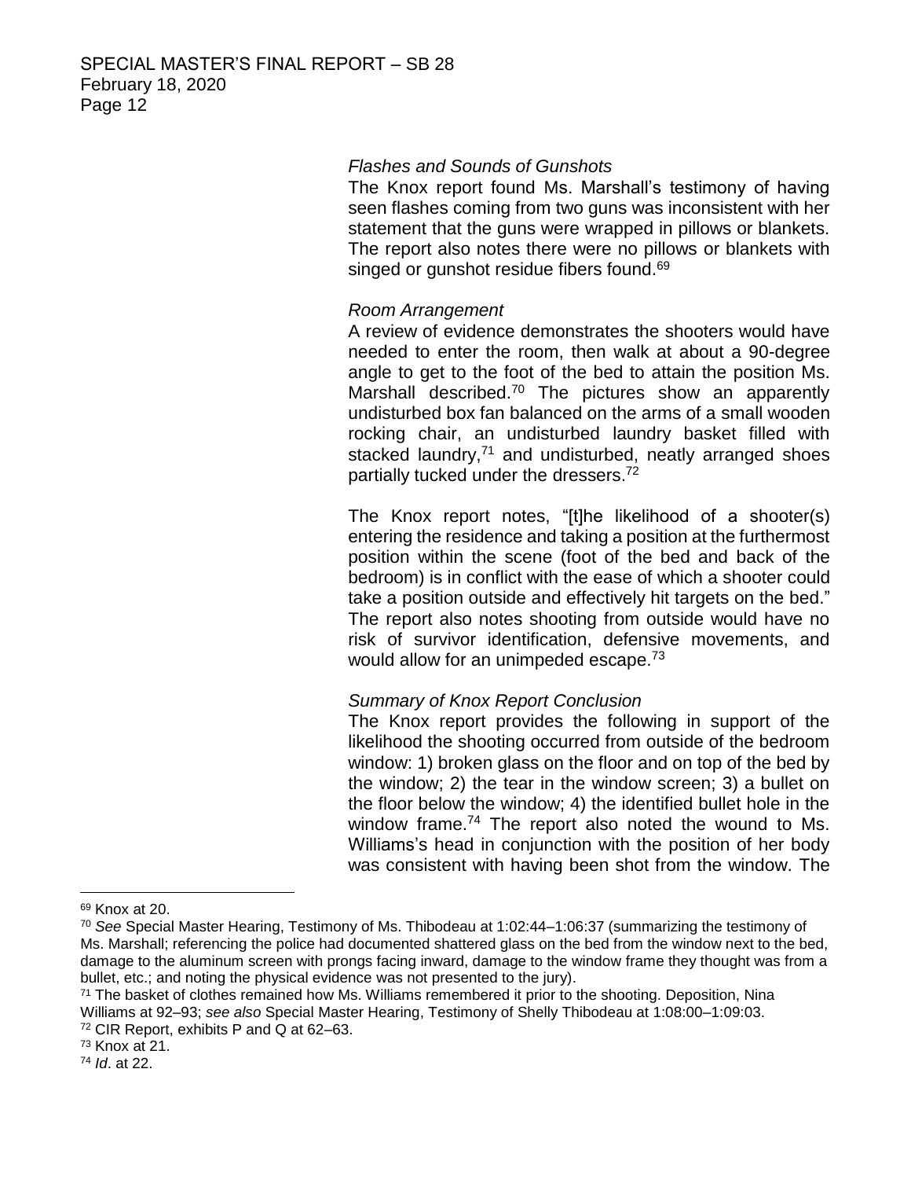*Flashes and Sounds of Gunshots*

The Knox report found Ms. Marshall's testimony of having seen flashes coming from two guns was inconsistent with her statement that the guns were wrapped in pillows or blankets. The report also notes there were no pillows or blankets with singed or gunshot residue fibers found.[69]

*Room Arrangement*

A review of evidence demonstrates the shooters would have needed to enter the room, then walk at about a 90-degree angle to get to the foot of the bed to attain the position Ms. Marshall described.[70] The pictures show an apparently undisturbed box fan balanced on the arms of a small wooden rocking chair, an undisturbed laundry basket filled with stacked laundry,[71] and undisturbed, neatly arranged shoes partially tucked under the dressers.[72]

The Knox report notes, "[t]he likelihood of a shooter(s) entering the residence and taking a position at the furthermost position within the scene (foot of the bed and back of the bedroom) is in conflict with the ease of which a shooter could take a position outside and effectively hit targets on the bed." The report also notes shooting from outside would have no risk of survivor identification, defensive movements, and would allow for an unimpeded escape.[73]

*Summary of Knox Report Conclusion*

The Knox report provides the following in support of the likelihood the shooting occurred from outside of the bedroom window: 1) broken glass on the floor and on top of the bed by the window; 2) the tear in the window screen; 3) a bullet on the floor below the window; 4) the identified bullet hole in the window frame.[74] The report also noted the wound to Ms. Williams's head in conjunction with the position of her body was consistent with having been shot from the window. The

---

[69] Knox at 20.

[70] *See* Special Master Hearing, Testimony of Ms. Thibodeau at 1:02:44–1:06:37 (summarizing the testimony of Ms. Marshall; referencing the police had documented shattered glass on the bed from the window next to the bed, damage to the aluminum screen with prongs facing inward, damage to the window frame they thought was from a bullet, etc.; and noting the physical evidence was not presented to the jury).

[71] The basket of clothes remained how Ms. Williams remembered it prior to the shooting. Deposition, Nina Williams at 92–93; *see also* Special Master Hearing, Testimony of Shelly Thibodeau at 1:08:00–1:09:03.

[72] CIR Report, exhibits P and Q at 62–63.

[73] Knox at 21.

[74] *Id*. at 22.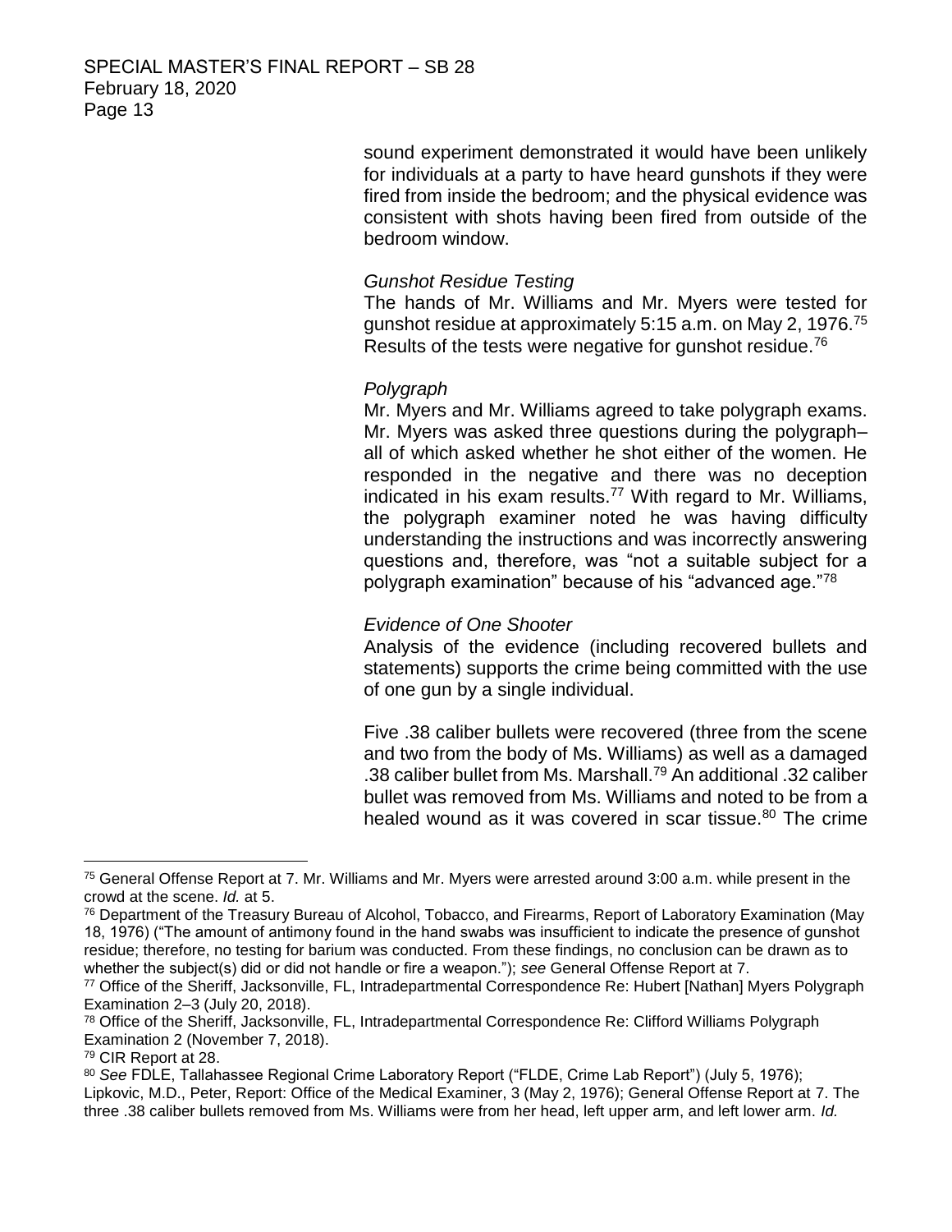sound experiment demonstrated it would have been unlikely for individuals at a party to have heard gunshots if they were fired from inside the bedroom; and the physical evidence was consistent with shots having been fired from outside of the bedroom window.

*Gunshot Residue Testing*

The hands of Mr. Williams and Mr. Myers were tested for gunshot residue at approximately 5:15 a.m. on May 2, 1976.[75] Results of the tests were negative for gunshot residue.[76]

*Polygraph*

Mr. Myers and Mr. Williams agreed to take polygraph exams. Mr. Myers was asked three questions during the polygraph–all of which asked whether he shot either of the women. He responded in the negative and there was no deception indicated in his exam results.[77] With regard to Mr. Williams, the polygraph examiner noted he was having difficulty understanding the instructions and was incorrectly answering questions and, therefore, was "not a suitable subject for a polygraph examination" because of his "advanced age."[78]

*Evidence of One Shooter*

Analysis of the evidence (including recovered bullets and statements) supports the crime being committed with the use of one gun by a single individual.

Five .38 caliber bullets were recovered (three from the scene and two from the body of Ms. Williams) as well as a damaged .38 caliber bullet from Ms. Marshall.[79] An additional .32 caliber bullet was removed from Ms. Williams and noted to be from a healed wound as it was covered in scar tissue.[80] The crime

---

[75] General Offense Report at 7. Mr. Williams and Mr. Myers were arrested around 3:00 a.m. while present in the crowd at the scene. *Id.* at 5.

[76] Department of the Treasury Bureau of Alcohol, Tobacco, and Firearms, Report of Laboratory Examination (May 18, 1976) ("The amount of antimony found in the hand swabs was insufficient to indicate the presence of gunshot residue; therefore, no testing for barium was conducted. From these findings, no conclusion can be drawn as to whether the subject(s) did or did not handle or fire a weapon."); *see* General Offense Report at 7.

[77] Office of the Sheriff, Jacksonville, FL, Intradepartmental Correspondence Re: Hubert [Nathan] Myers Polygraph Examination 2–3 (July 20, 2018).

[78] Office of the Sheriff, Jacksonville, FL, Intradepartmental Correspondence Re: Clifford Williams Polygraph Examination 2 (November 7, 2018).

[79] CIR Report at 28.

[80] *See* FDLE, Tallahassee Regional Crime Laboratory Report ("FLDE, Crime Lab Report") (July 5, 1976); Lipkovic, M.D., Peter, Report: Office of the Medical Examiner, 3 (May 2, 1976); General Offense Report at 7. The three .38 caliber bullets removed from Ms. Williams were from her head, left upper arm, and left lower arm. *Id.*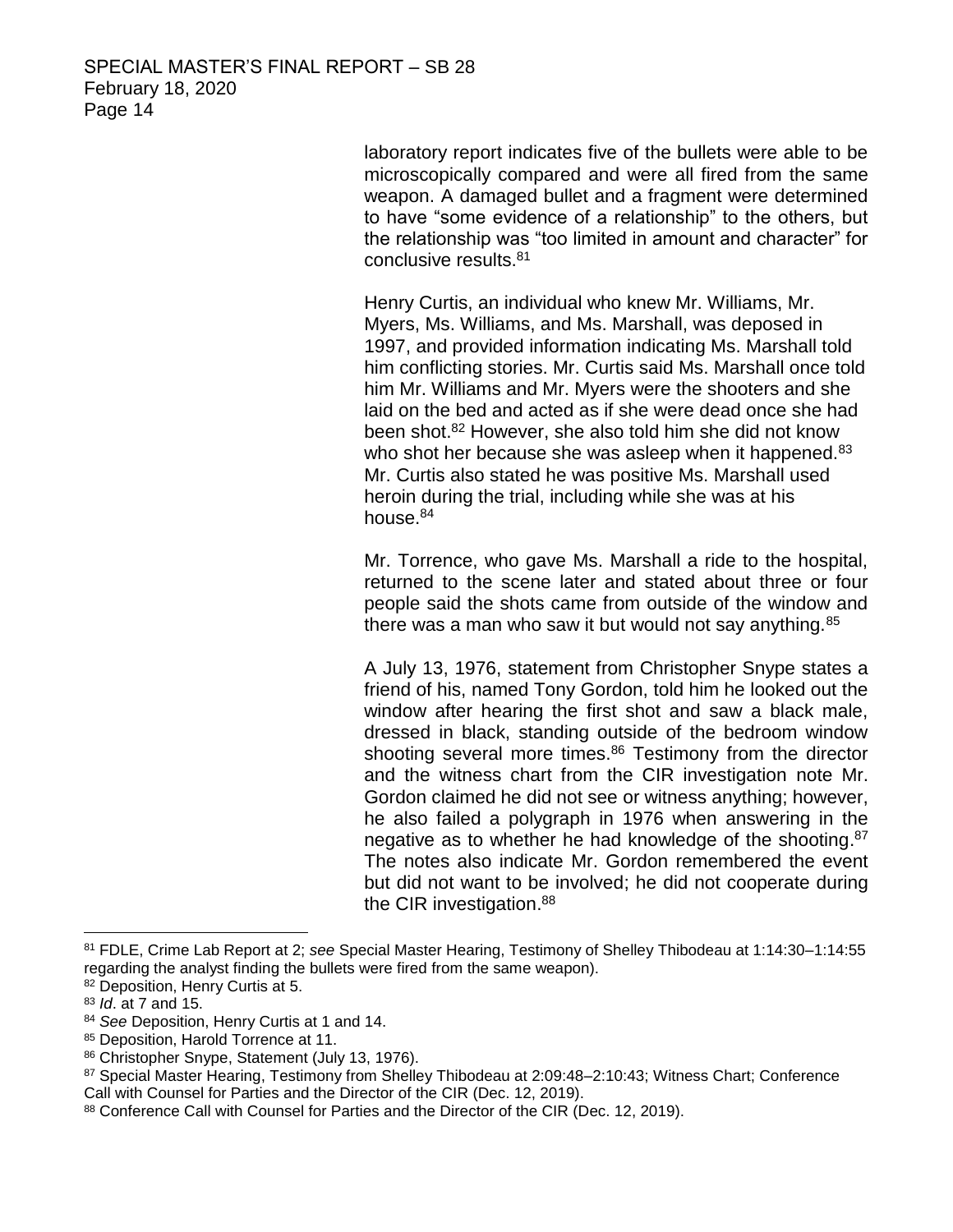laboratory report indicates five of the bullets were able to be microscopically compared and were all fired from the same weapon. A damaged bullet and a fragment were determined to have "some evidence of a relationship" to the others, but the relationship was "too limited in amount and character" for conclusive results.[81]

Henry Curtis, an individual who knew Mr. Williams, Mr. Myers, Ms. Williams, and Ms. Marshall, was deposed in 1997, and provided information indicating Ms. Marshall told him conflicting stories. Mr. Curtis said Ms. Marshall once told him Mr. Williams and Mr. Myers were the shooters and she laid on the bed and acted as if she were dead once she had been shot.[82] However, she also told him she did not know who shot her because she was asleep when it happened.[83] Mr. Curtis also stated he was positive Ms. Marshall used heroin during the trial, including while she was at his house.[84]

Mr. Torrence, who gave Ms. Marshall a ride to the hospital, returned to the scene later and stated about three or four people said the shots came from outside of the window and there was a man who saw it but would not say anything.[85]

A July 13, 1976, statement from Christopher Snype states a friend of his, named Tony Gordon, told him he looked out the window after hearing the first shot and saw a black male, dressed in black, standing outside of the bedroom window shooting several more times.[86] Testimony from the director and the witness chart from the CIR investigation note Mr. Gordon claimed he did not see or witness anything; however, he also failed a polygraph in 1976 when answering in the negative as to whether he had knowledge of the shooting.[87] The notes also indicate Mr. Gordon remembered the event but did not want to be involved; he did not cooperate during the CIR investigation.[88]

---

[81] FDLE, Crime Lab Report at 2; *see* Special Master Hearing, Testimony of Shelley Thibodeau at 1:14:30–1:14:55 regarding the analyst finding the bullets were fired from the same weapon).

[82] Deposition, Henry Curtis at 5.

[83] *Id*. at 7 and 15.

[84] *See* Deposition, Henry Curtis at 1 and 14.

[85] Deposition, Harold Torrence at 11.

[86] Christopher Snype, Statement (July 13, 1976).

[87] Special Master Hearing, Testimony from Shelley Thibodeau at 2:09:48–2:10:43; Witness Chart; Conference Call with Counsel for Parties and the Director of the CIR (Dec. 12, 2019).

[88] Conference Call with Counsel for Parties and the Director of the CIR (Dec. 12, 2019).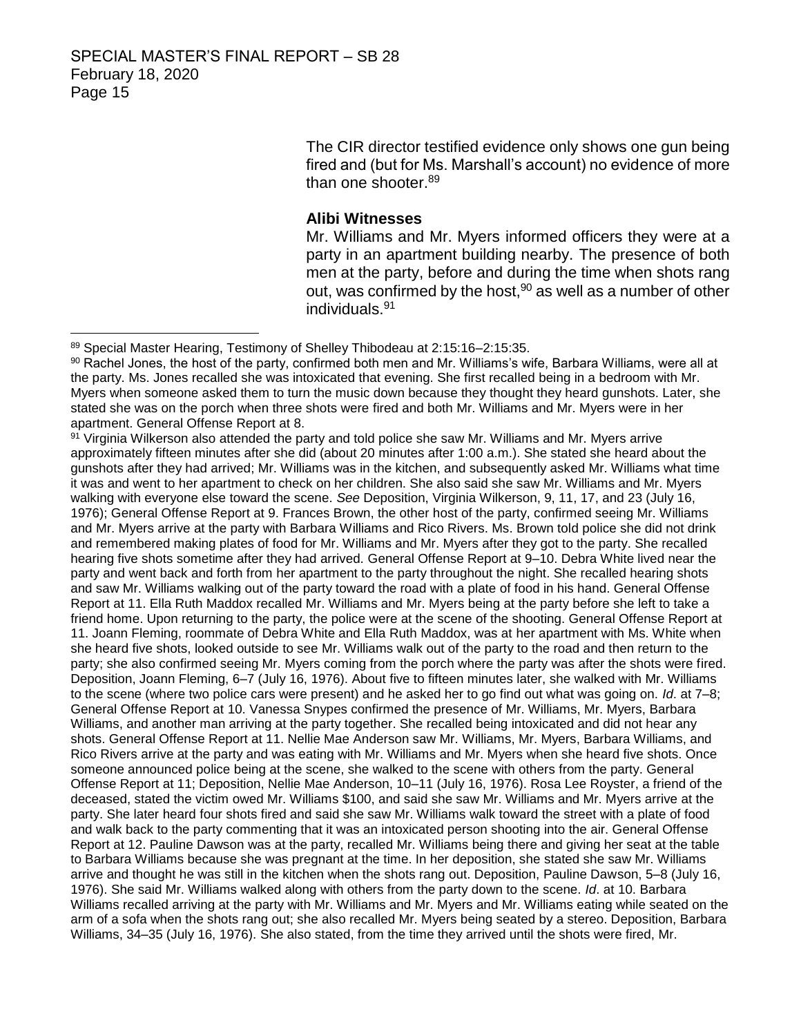The CIR director testified evidence only shows one gun being fired and (but for Ms. Marshall's account) no evidence of more than one shooter.[89]

**Alibi Witnesses**

Mr. Williams and Mr. Myers informed officers they were at a party in an apartment building nearby. The presence of both men at the party, before and during the time when shots rang out, was confirmed by the host,[90] as well as a number of other individuals.[91]

---

[89] Special Master Hearing, Testimony of Shelley Thibodeau at 2:15:16–2:15:35.

[90] Rachel Jones, the host of the party, confirmed both men and Mr. Williams's wife, Barbara Williams, were all at the party. Ms. Jones recalled she was intoxicated that evening. She first recalled being in a bedroom with Mr. Myers when someone asked them to turn the music down because they thought they heard gunshots. Later, she stated she was on the porch when three shots were fired and both Mr. Williams and Mr. Myers were in her apartment. General Offense Report at 8.

[91] Virginia Wilkerson also attended the party and told police she saw Mr. Williams and Mr. Myers arrive approximately fifteen minutes after she did (about 20 minutes after 1:00 a.m.). She stated she heard about the gunshots after they had arrived; Mr. Williams was in the kitchen, and subsequently asked Mr. Williams what time it was and went to her apartment to check on her children. She also said she saw Mr. Williams and Mr. Myers walking with everyone else toward the scene. *See* Deposition, Virginia Wilkerson, 9, 11, 17, and 23 (July 16, 1976); General Offense Report at 9. Frances Brown, the other host of the party, confirmed seeing Mr. Williams and Mr. Myers arrive at the party with Barbara Williams and Rico Rivers. Ms. Brown told police she did not drink and remembered making plates of food for Mr. Williams and Mr. Myers after they got to the party. She recalled hearing five shots sometime after they had arrived. General Offense Report at 9–10. Debra White lived near the party and went back and forth from her apartment to the party throughout the night. She recalled hearing shots and saw Mr. Williams walking out of the party toward the road with a plate of food in his hand. General Offense Report at 11. Ella Ruth Maddox recalled Mr. Williams and Mr. Myers being at the party before she left to take a friend home. Upon returning to the party, the police were at the scene of the shooting. General Offense Report at 11. Joann Fleming, roommate of Debra White and Ella Ruth Maddox, was at her apartment with Ms. White when she heard five shots, looked outside to see Mr. Williams walk out of the party to the road and then return to the party; she also confirmed seeing Mr. Myers coming from the porch where the party was after the shots were fired. Deposition, Joann Fleming, 6–7 (July 16, 1976). About five to fifteen minutes later, she walked with Mr. Williams to the scene (where two police cars were present) and he asked her to go find out what was going on. *Id*. at 7–8; General Offense Report at 10. Vanessa Snypes confirmed the presence of Mr. Williams, Mr. Myers, Barbara Williams, and another man arriving at the party together. She recalled being intoxicated and did not hear any shots. General Offense Report at 11. Nellie Mae Anderson saw Mr. Williams, Mr. Myers, Barbara Williams, and Rico Rivers arrive at the party and was eating with Mr. Williams and Mr. Myers when she heard five shots. Once someone announced police being at the scene, she walked to the scene with others from the party. General Offense Report at 11; Deposition, Nellie Mae Anderson, 10–11 (July 16, 1976). Rosa Lee Royster, a friend of the deceased, stated the victim owed Mr. Williams $100, and said she saw Mr. Williams and Mr. Myers arrive at the party. She later heard four shots fired and said she saw Mr. Williams walk toward the street with a plate of food and walk back to the party commenting that it was an intoxicated person shooting into the air. General Offense Report at 12. Pauline Dawson was at the party, recalled Mr. Williams being there and giving her seat at the table to Barbara Williams because she was pregnant at the time. In her deposition, she stated she saw Mr. Williams arrive and thought he was still in the kitchen when the shots rang out. Deposition, Pauline Dawson, 5–8 (July 16, 1976). She said Mr. Williams walked along with others from the party down to the scene. *Id*. at 10. Barbara Williams recalled arriving at the party with Mr. Williams and Mr. Myers and Mr. Williams eating while seated on the arm of a sofa when the shots rang out; she also recalled Mr. Myers being seated by a stereo. Deposition, Barbara Williams, 34–35 (July 16, 1976). She also stated, from the time they arrived until the shots were fired, Mr.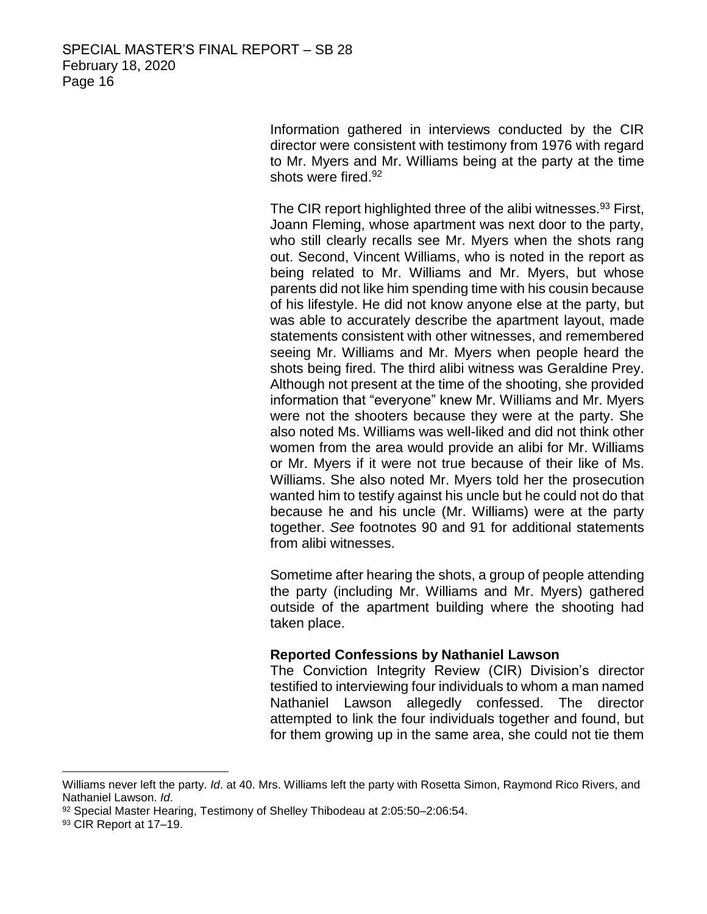Information gathered in interviews conducted by the CIR director were consistent with testimony from 1976 with regard to Mr. Myers and Mr. Williams being at the party at the time shots were fired.[92]

The CIR report highlighted three of the alibi witnesses.[93] First, Joann Fleming, whose apartment was next door to the party, who still clearly recalls see Mr. Myers when the shots rang out. Second, Vincent Williams, who is noted in the report as being related to Mr. Williams and Mr. Myers, but whose parents did not like him spending time with his cousin because of his lifestyle. He did not know anyone else at the party, but was able to accurately describe the apartment layout, made statements consistent with other witnesses, and remembered seeing Mr. Williams and Mr. Myers when people heard the shots being fired. The third alibi witness was Geraldine Prey. Although not present at the time of the shooting, she provided information that "everyone" knew Mr. Williams and Mr. Myers were not the shooters because they were at the party. She also noted Ms. Williams was well-liked and did not think other women from the area would provide an alibi for Mr. Williams or Mr. Myers if it were not true because of their like of Ms. Williams. She also noted Mr. Myers told her the prosecution wanted him to testify against his uncle but he could not do that because he and his uncle (Mr. Williams) were at the party together. *See* footnotes 90 and 91 for additional statements from alibi witnesses.

Sometime after hearing the shots, a group of people attending the party (including Mr. Williams and Mr. Myers) gathered outside of the apartment building where the shooting had taken place.

**Reported Confessions by Nathaniel Lawson**

The Conviction Integrity Review (CIR) Division's director testified to interviewing four individuals to whom a man named Nathaniel Lawson allegedly confessed. The director attempted to link the four individuals together and found, but for them growing up in the same area, she could not tie them

---

Williams never left the party. *Id*. at 40. Mrs. Williams left the party with Rosetta Simon, Raymond Rico Rivers, and Nathaniel Lawson. *Id*.

[92] Special Master Hearing, Testimony of Shelley Thibodeau at 2:05:50–2:06:54.

[93] CIR Report at 17–19.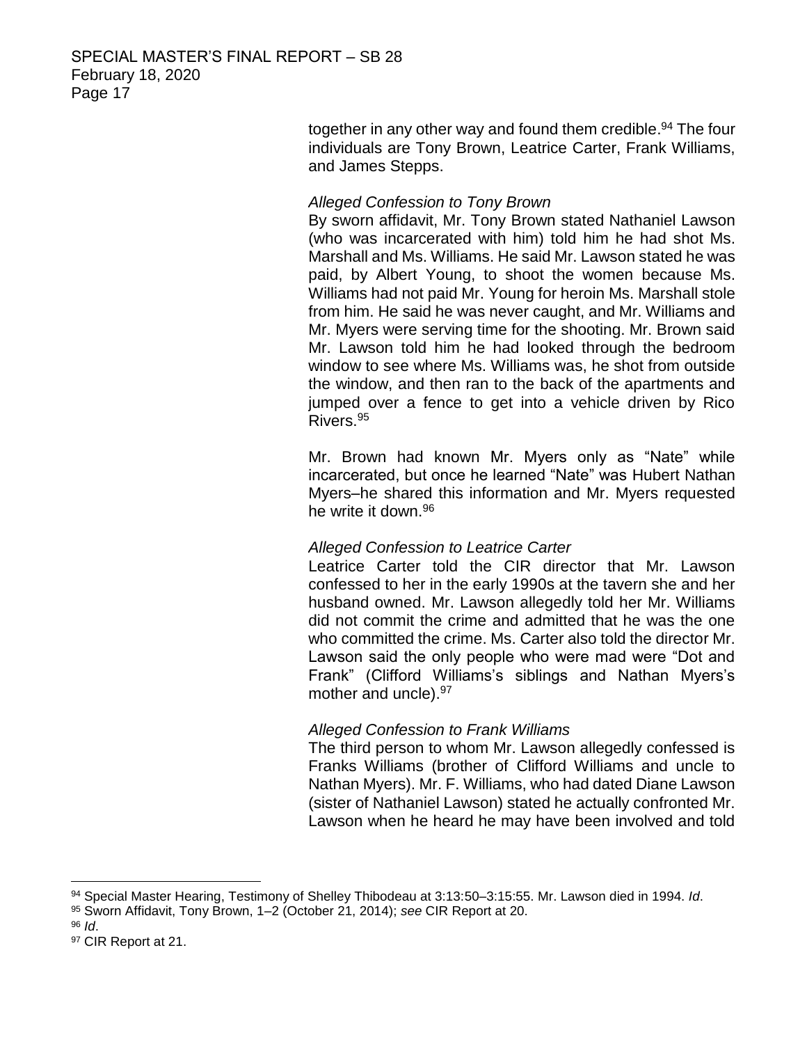together in any other way and found them credible.[94] The four individuals are Tony Brown, Leatrice Carter, Frank Williams, and James Stepps.

*Alleged Confession to Tony Brown*

By sworn affidavit, Mr. Tony Brown stated Nathaniel Lawson (who was incarcerated with him) told him he had shot Ms. Marshall and Ms. Williams. He said Mr. Lawson stated he was paid, by Albert Young, to shoot the women because Ms. Williams had not paid Mr. Young for heroin Ms. Marshall stole from him. He said he was never caught, and Mr. Williams and Mr. Myers were serving time for the shooting. Mr. Brown said Mr. Lawson told him he had looked through the bedroom window to see where Ms. Williams was, he shot from outside the window, and then ran to the back of the apartments and jumped over a fence to get into a vehicle driven by Rico Rivers.[95]

Mr. Brown had known Mr. Myers only as "Nate" while incarcerated, but once he learned "Nate" was Hubert Nathan Myers–he shared this information and Mr. Myers requested he write it down.[96]

*Alleged Confession to Leatrice Carter*

Leatrice Carter told the CIR director that Mr. Lawson confessed to her in the early 1990s at the tavern she and her husband owned. Mr. Lawson allegedly told her Mr. Williams did not commit the crime and admitted that he was the one who committed the crime. Ms. Carter also told the director Mr. Lawson said the only people who were mad were "Dot and Frank" (Clifford Williams's siblings and Nathan Myers's mother and uncle).[97]

*Alleged Confession to Frank Williams*

The third person to whom Mr. Lawson allegedly confessed is Franks Williams (brother of Clifford Williams and uncle to Nathan Myers). Mr. F. Williams, who had dated Diane Lawson (sister of Nathaniel Lawson) stated he actually confronted Mr. Lawson when he heard he may have been involved and told

---

[94] Special Master Hearing, Testimony of Shelley Thibodeau at 3:13:50–3:15:55. Mr. Lawson died in 1994. *Id*.

[95] Sworn Affidavit, Tony Brown, 1–2 (October 21, 2014); *see* CIR Report at 20.

[96] *Id*.

[97] CIR Report at 21.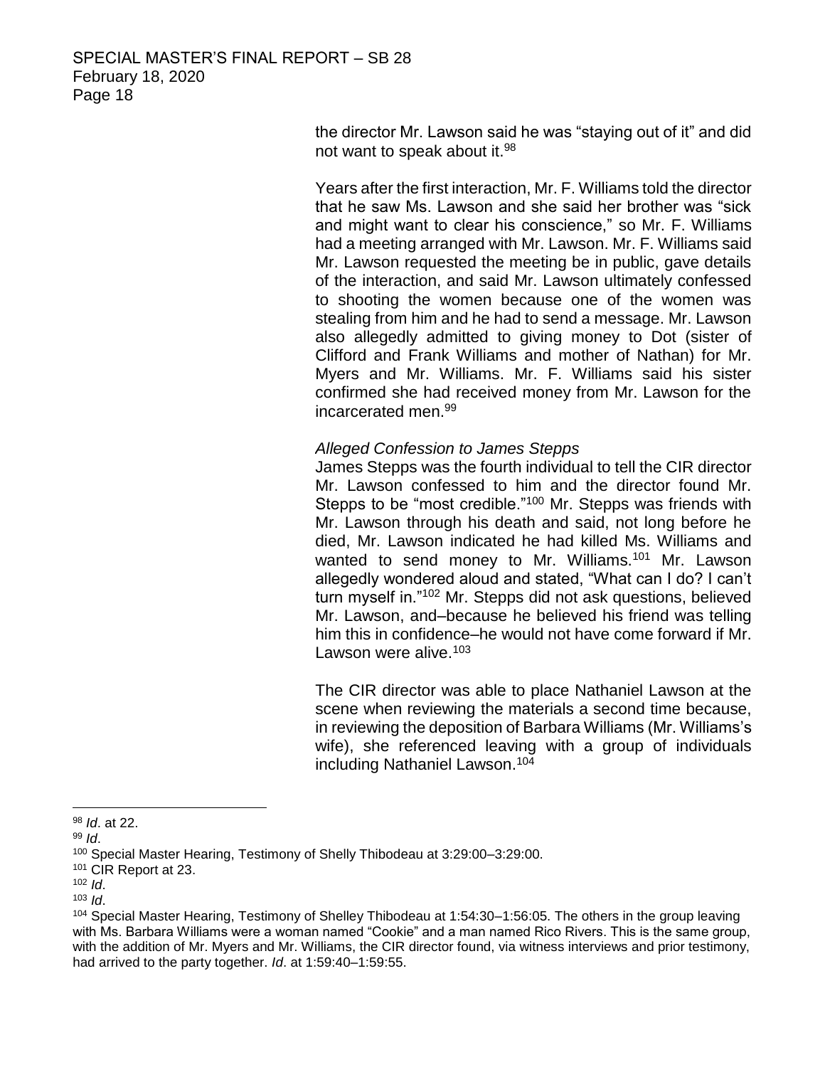the director Mr. Lawson said he was "staying out of it" and did not want to speak about it.[98]

Years after the first interaction, Mr. F. Williams told the director that he saw Ms. Lawson and she said her brother was "sick and might want to clear his conscience," so Mr. F. Williams had a meeting arranged with Mr. Lawson. Mr. F. Williams said Mr. Lawson requested the meeting be in public, gave details of the interaction, and said Mr. Lawson ultimately confessed to shooting the women because one of the women was stealing from him and he had to send a message. Mr. Lawson also allegedly admitted to giving money to Dot (sister of Clifford and Frank Williams and mother of Nathan) for Mr. Myers and Mr. Williams. Mr. F. Williams said his sister confirmed she had received money from Mr. Lawson for the incarcerated men.[99]

*Alleged Confession to James Stepps*

James Stepps was the fourth individual to tell the CIR director Mr. Lawson confessed to him and the director found Mr. Stepps to be "most credible."[100] Mr. Stepps was friends with Mr. Lawson through his death and said, not long before he died, Mr. Lawson indicated he had killed Ms. Williams and wanted to send money to Mr. Williams.[101] Mr. Lawson allegedly wondered aloud and stated, "What can I do? I can't turn myself in."[102] Mr. Stepps did not ask questions, believed Mr. Lawson, and–because he believed his friend was telling him this in confidence–he would not have come forward if Mr. Lawson were alive.[103]

The CIR director was able to place Nathaniel Lawson at the scene when reviewing the materials a second time because, in reviewing the deposition of Barbara Williams (Mr. Williams's wife), she referenced leaving with a group of individuals including Nathaniel Lawson.[104]

---

[98] *Id*. at 22.

[99] *Id*.

[100] Special Master Hearing, Testimony of Shelly Thibodeau at 3:29:00–3:29:00.

[101] CIR Report at 23.

[102] *Id*.

[103] *Id*.

[104] Special Master Hearing, Testimony of Shelley Thibodeau at 1:54:30–1:56:05. The others in the group leaving with Ms. Barbara Williams were a woman named "Cookie" and a man named Rico Rivers. This is the same group, with the addition of Mr. Myers and Mr. Williams, the CIR director found, via witness interviews and prior testimony, had arrived to the party together. *Id*. at 1:59:40–1:59:55.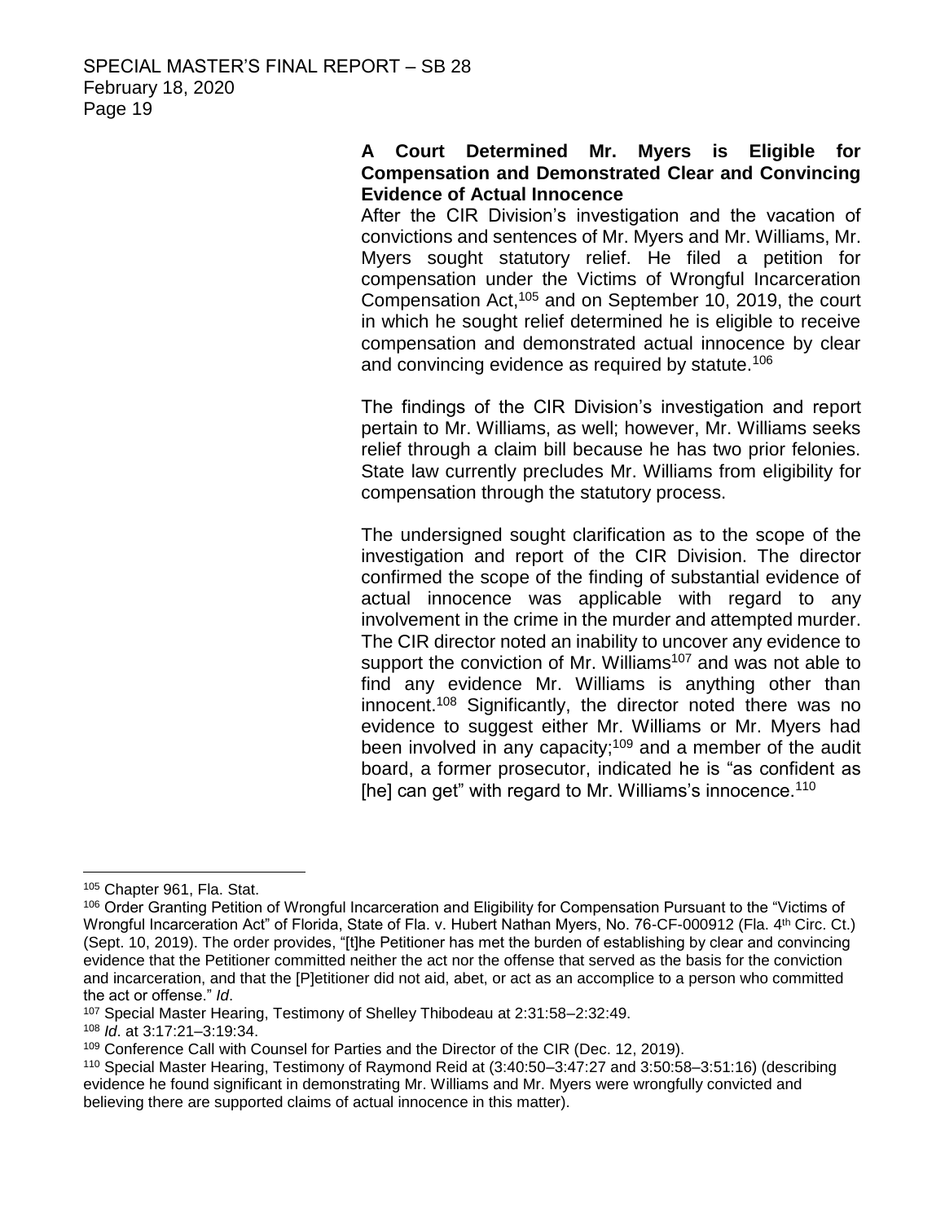**A Court Determined Mr. Myers is Eligible for Compensation and Demonstrated Clear and Convincing Evidence of Actual Innocence**

After the CIR Division's investigation and the vacation of convictions and sentences of Mr. Myers and Mr. Williams, Mr. Myers sought statutory relief. He filed a petition for compensation under the Victims of Wrongful Incarceration Compensation Act,[105] and on September 10, 2019, the court in which he sought relief determined he is eligible to receive compensation and demonstrated actual innocence by clear and convincing evidence as required by statute.[106]

The findings of the CIR Division's investigation and report pertain to Mr. Williams, as well; however, Mr. Williams seeks relief through a claim bill because he has two prior felonies. State law currently precludes Mr. Williams from eligibility for compensation through the statutory process.

The undersigned sought clarification as to the scope of the investigation and report of the CIR Division. The director confirmed the scope of the finding of substantial evidence of actual innocence was applicable with regard to any involvement in the crime in the murder and attempted murder. The CIR director noted an inability to uncover any evidence to support the conviction of Mr. Williams[107] and was not able to find any evidence Mr. Williams is anything other than innocent.[108] Significantly, the director noted there was no evidence to suggest either Mr. Williams or Mr. Myers had been involved in any capacity;[109] and a member of the audit board, a former prosecutor, indicated he is "as confident as [he] can get" with regard to Mr. Williams's innocence.[110]

---

[105] Chapter 961, Fla. Stat.

[106] Order Granting Petition of Wrongful Incarceration and Eligibility for Compensation Pursuant to the "Victims of Wrongful Incarceration Act" of Florida, State of Fla. v. Hubert Nathan Myers, No. 76-CF-000912 (Fla. 4th Circ. Ct.) (Sept. 10, 2019). The order provides, "[t]he Petitioner has met the burden of establishing by clear and convincing evidence that the Petitioner committed neither the act nor the offense that served as the basis for the conviction and incarceration, and that the [P]etitioner did not aid, abet, or act as an accomplice to a person who committed the act or offense." *Id*.

[107] Special Master Hearing, Testimony of Shelley Thibodeau at 2:31:58–2:32:49.

[108] *Id*. at 3:17:21–3:19:34.

[109] Conference Call with Counsel for Parties and the Director of the CIR (Dec. 12, 2019).

[110] Special Master Hearing, Testimony of Raymond Reid at (3:40:50–3:47:27 and 3:50:58–3:51:16) (describing evidence he found significant in demonstrating Mr. Williams and Mr. Myers were wrongfully convicted and believing there are supported claims of actual innocence in this matter).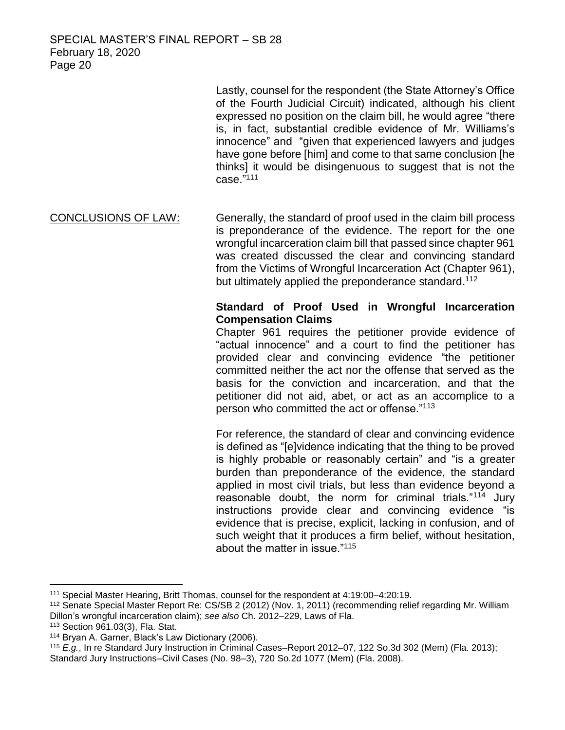Lastly, counsel for the respondent (the State Attorney's Office of the Fourth Judicial Circuit) indicated, although his client expressed no position on the claim bill, he would agree "there is, in fact, substantial credible evidence of Mr. Williams's innocence" and "given that experienced lawyers and judges have gone before [him] and come to that same conclusion [he thinks] it would be disingenuous to suggest that is not the case."[111]

CONCLUSIONS OF LAW: Generally, the standard of proof used in the claim bill process is preponderance of the evidence. The report for the one wrongful incarceration claim bill that passed since chapter 961 was created discussed the clear and convincing standard from the Victims of Wrongful Incarceration Act (Chapter 961), but ultimately applied the preponderance standard.[112]

**Standard of Proof Used in Wrongful Incarceration Compensation Claims**

Chapter 961 requires the petitioner provide evidence of "actual innocence" and a court to find the petitioner has provided clear and convincing evidence "the petitioner committed neither the act nor the offense that served as the basis for the conviction and incarceration, and that the petitioner did not aid, abet, or act as an accomplice to a person who committed the act or offense."[113]

For reference, the standard of clear and convincing evidence is defined as "[e]vidence indicating that the thing to be proved is highly probable or reasonably certain" and "is a greater burden than preponderance of the evidence, the standard applied in most civil trials, but less than evidence beyond a reasonable doubt, the norm for criminal trials."[114] Jury instructions provide clear and convincing evidence "is evidence that is precise, explicit, lacking in confusion, and of such weight that it produces a firm belief, without hesitation, about the matter in issue."[115]

---

[111] Special Master Hearing, Britt Thomas, counsel for the respondent at 4:19:00–4:20:19.

[112] Senate Special Master Report Re: CS/SB 2 (2012) (Nov. 1, 2011) (recommending relief regarding Mr. William Dillon's wrongful incarceration claim); *see also* Ch. 2012–229, Laws of Fla.

[113] Section 961.03(3), Fla. Stat.

[114] Bryan A. Garner, Black's Law Dictionary (2006).

[115] *E.g.*, In re Standard Jury Instruction in Criminal Cases–Report 2012–07, 122 So.3d 302 (Mem) (Fla. 2013); Standard Jury Instructions–Civil Cases (No. 98–3), 720 So.2d 1077 (Mem) (Fla. 2008).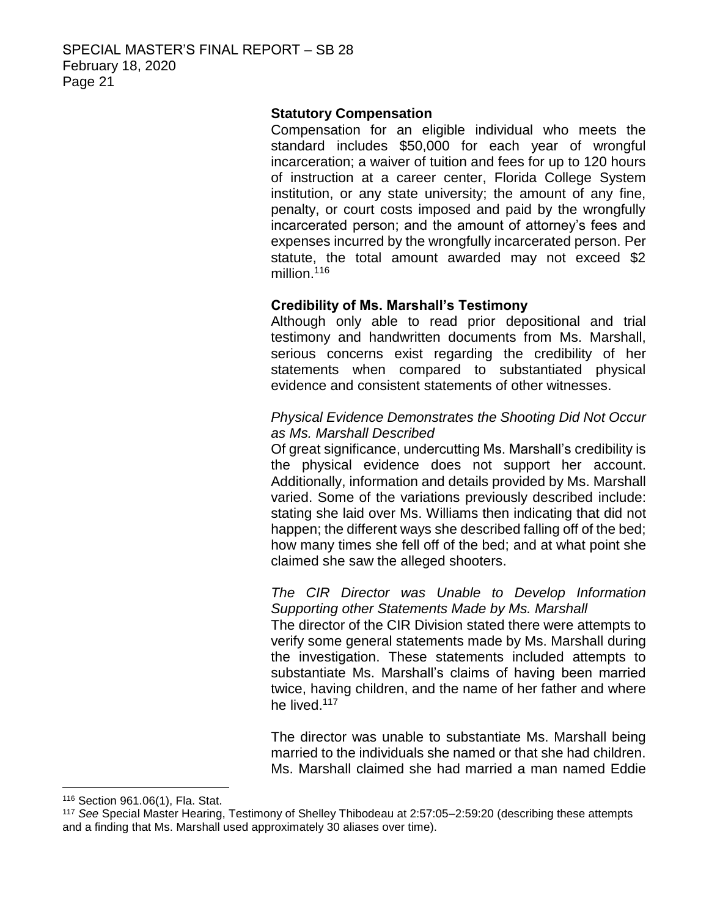**Statutory Compensation**

Compensation for an eligible individual who meets the standard includes $50,000 for each year of wrongful incarceration; a waiver of tuition and fees for up to 120 hours of instruction at a career center, Florida College System institution, or any state university; the amount of any fine, penalty, or court costs imposed and paid by the wrongfully incarcerated person; and the amount of attorney's fees and expenses incurred by the wrongfully incarcerated person. Per statute, the total amount awarded may not exceed $2 million.[116]

**Credibility of Ms. Marshall's Testimony**

Although only able to read prior depositional and trial testimony and handwritten documents from Ms. Marshall, serious concerns exist regarding the credibility of her statements when compared to substantiated physical evidence and consistent statements of other witnesses.

*Physical Evidence Demonstrates the Shooting Did Not Occur as Ms. Marshall Described*

Of great significance, undercutting Ms. Marshall's credibility is the physical evidence does not support her account. Additionally, information and details provided by Ms. Marshall varied. Some of the variations previously described include: stating she laid over Ms. Williams then indicating that did not happen; the different ways she described falling off of the bed; how many times she fell off of the bed; and at what point she claimed she saw the alleged shooters.

*The CIR Director was Unable to Develop Information Supporting other Statements Made by Ms. Marshall*

The director of the CIR Division stated there were attempts to verify some general statements made by Ms. Marshall during the investigation. These statements included attempts to substantiate Ms. Marshall's claims of having been married twice, having children, and the name of her father and where he lived.[117]

The director was unable to substantiate Ms. Marshall being married to the individuals she named or that she had children. Ms. Marshall claimed she had married a man named Eddie

---

[116] Section 961.06(1), Fla. Stat.

[117] *See* Special Master Hearing, Testimony of Shelley Thibodeau at 2:57:05–2:59:20 (describing these attempts and a finding that Ms. Marshall used approximately 30 aliases over time).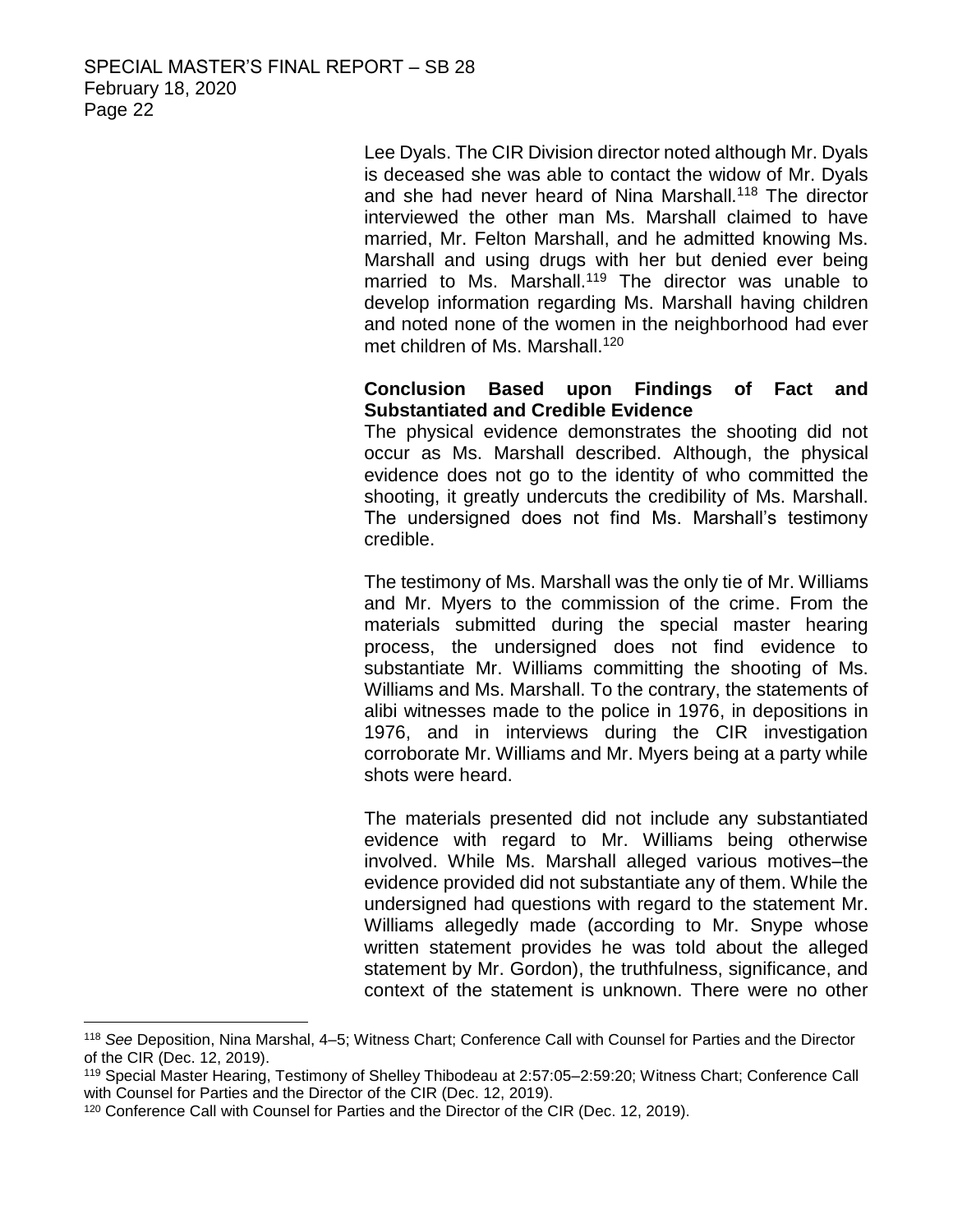Lee Dyals. The CIR Division director noted although Mr. Dyals is deceased she was able to contact the widow of Mr. Dyals and she had never heard of Nina Marshall.[118] The director interviewed the other man Ms. Marshall claimed to have married, Mr. Felton Marshall, and he admitted knowing Ms. Marshall and using drugs with her but denied ever being married to Ms. Marshall.[119] The director was unable to develop information regarding Ms. Marshall having children and noted none of the women in the neighborhood had ever met children of Ms. Marshall.[120]

**Conclusion Based upon Findings of Fact and Substantiated and Credible Evidence**

The physical evidence demonstrates the shooting did not occur as Ms. Marshall described. Although, the physical evidence does not go to the identity of who committed the shooting, it greatly undercuts the credibility of Ms. Marshall. The undersigned does not find Ms. Marshall's testimony credible.

The testimony of Ms. Marshall was the only tie of Mr. Williams and Mr. Myers to the commission of the crime. From the materials submitted during the special master hearing process, the undersigned does not find evidence to substantiate Mr. Williams committing the shooting of Ms. Williams and Ms. Marshall. To the contrary, the statements of alibi witnesses made to the police in 1976, in depositions in 1976, and in interviews during the CIR investigation corroborate Mr. Williams and Mr. Myers being at a party while shots were heard.

The materials presented did not include any substantiated evidence with regard to Mr. Williams being otherwise involved. While Ms. Marshall alleged various motives–the evidence provided did not substantiate any of them. While the undersigned had questions with regard to the statement Mr. Williams allegedly made (according to Mr. Snype whose written statement provides he was told about the alleged statement by Mr. Gordon), the truthfulness, significance, and context of the statement is unknown. There were no other

---

[118] *See* Deposition, Nina Marshal, 4–5; Witness Chart; Conference Call with Counsel for Parties and the Director of the CIR (Dec. 12, 2019).

[119] Special Master Hearing, Testimony of Shelley Thibodeau at 2:57:05–2:59:20; Witness Chart; Conference Call with Counsel for Parties and the Director of the CIR (Dec. 12, 2019).

[120] Conference Call with Counsel for Parties and the Director of the CIR (Dec. 12, 2019).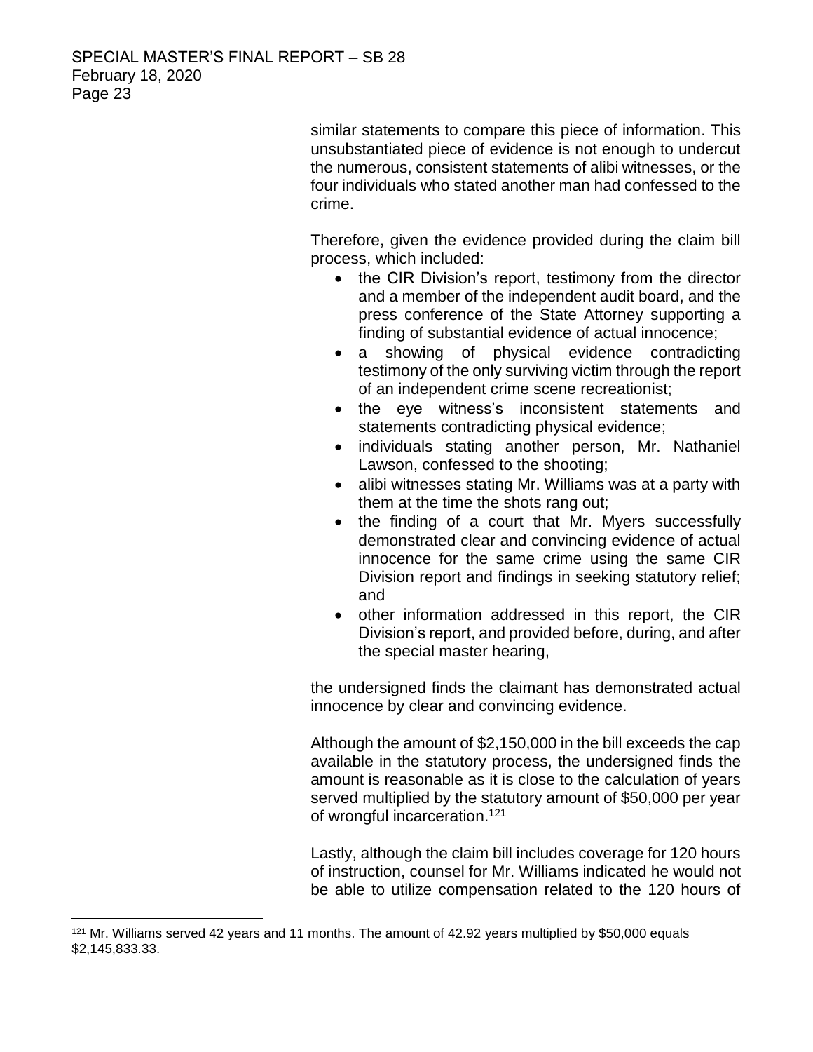similar statements to compare this piece of information. This unsubstantiated piece of evidence is not enough to undercut the numerous, consistent statements of alibi witnesses, or the four individuals who stated another man had confessed to the crime.

Therefore, given the evidence provided during the claim bill process, which included:

- the CIR Division's report, testimony from the director and a member of the independent audit board, and the press conference of the State Attorney supporting a finding of substantial evidence of actual innocence;
- a showing of physical evidence contradicting testimony of the only surviving victim through the report of an independent crime scene recreationist;
- the eye witness's inconsistent statements and statements contradicting physical evidence;
- individuals stating another person, Mr. Nathaniel Lawson, confessed to the shooting;
- alibi witnesses stating Mr. Williams was at a party with them at the time the shots rang out;
- the finding of a court that Mr. Myers successfully demonstrated clear and convincing evidence of actual innocence for the same crime using the same CIR Division report and findings in seeking statutory relief; and
- other information addressed in this report, the CIR Division's report, and provided before, during, and after the special master hearing,

the undersigned finds the claimant has demonstrated actual innocence by clear and convincing evidence.

Although the amount of $2,150,000 in the bill exceeds the cap available in the statutory process, the undersigned finds the amount is reasonable as it is close to the calculation of years served multiplied by the statutory amount of $50,000 per year of wrongful incarceration.[121]

Lastly, although the claim bill includes coverage for 120 hours of instruction, counsel for Mr. Williams indicated he would not be able to utilize compensation related to the 120 hours of

---

[121] Mr. Williams served 42 years and 11 months. The amount of 42.92 years multiplied by $50,000 equals $2,145,833.33.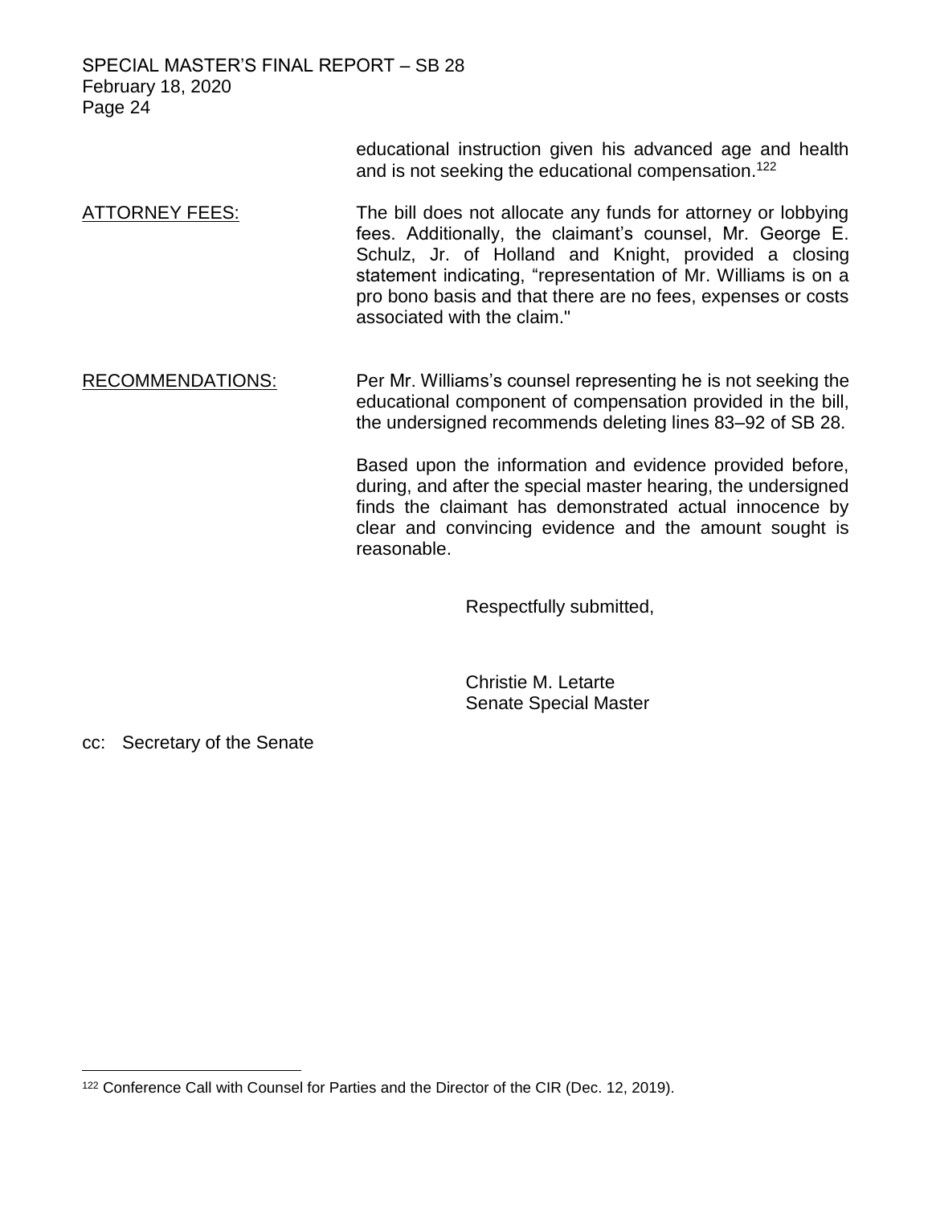educational instruction given his advanced age and health and is not seeking the educational compensation.[122]

ATTORNEY FEES: The bill does not allocate any funds for attorney or lobbying fees. Additionally, the claimant's counsel, Mr. George E. Schulz, Jr. of Holland and Knight, provided a closing statement indicating, "representation of Mr. Williams is on a pro bono basis and that there are no fees, expenses or costs associated with the claim."

RECOMMENDATIONS: Per Mr. Williams's counsel representing he is not seeking the educational component of compensation provided in the bill, the undersigned recommends deleting lines 83–92 of SB 28.

Based upon the information and evidence provided before, during, and after the special master hearing, the undersigned finds the claimant has demonstrated actual innocence by clear and convincing evidence and the amount sought is reasonable.

Respectfully submitted,

Christie M. Letarte
Senate Special Master

cc: Secretary of the Senate

---

[122] Conference Call with Counsel for Parties and the Director of the CIR (Dec. 12, 2019).